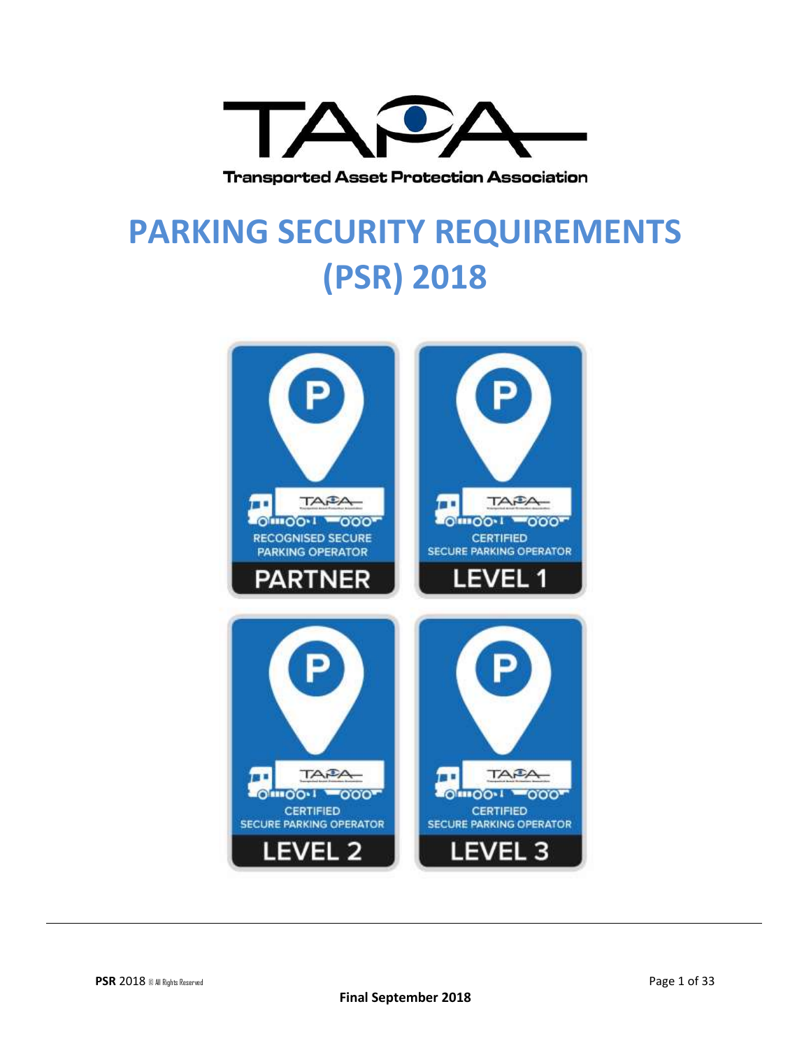Transported Asset Protection Association

# PARKING SECURITY REQUIREMENTS (PSR) 2018

RECOGNISED SECURE PARKING OPERATOR
PARTNER

CERTIFIED SECURE PARKING OPERATOR
LEVEL 1

CERTIFIED SECURE PARKING OPERATOR
LEVEL 2

CERTIFIED SECURE PARKING OPERATOR
LEVEL 3

Final September 2018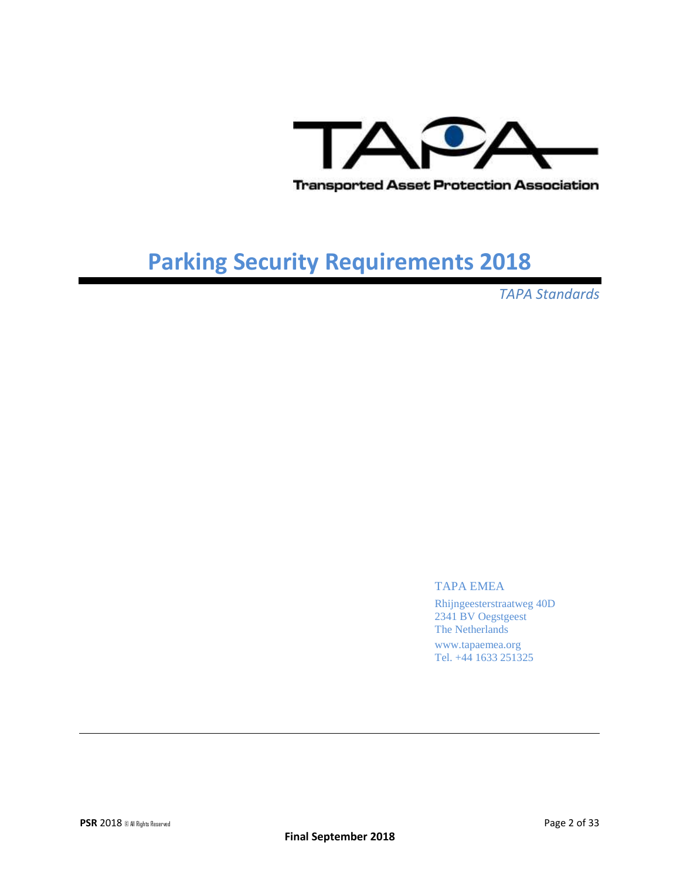Transported Asset Protection Association

# Parking Security Requirements 2018

*TAPA Standards*

TAPA EMEA

Rhijngeesterstraatweg 40D
2341 BV Oegstgeest
The Netherlands

www.tapaemea.org
Tel. +44 1633 251325

**Final September 2018**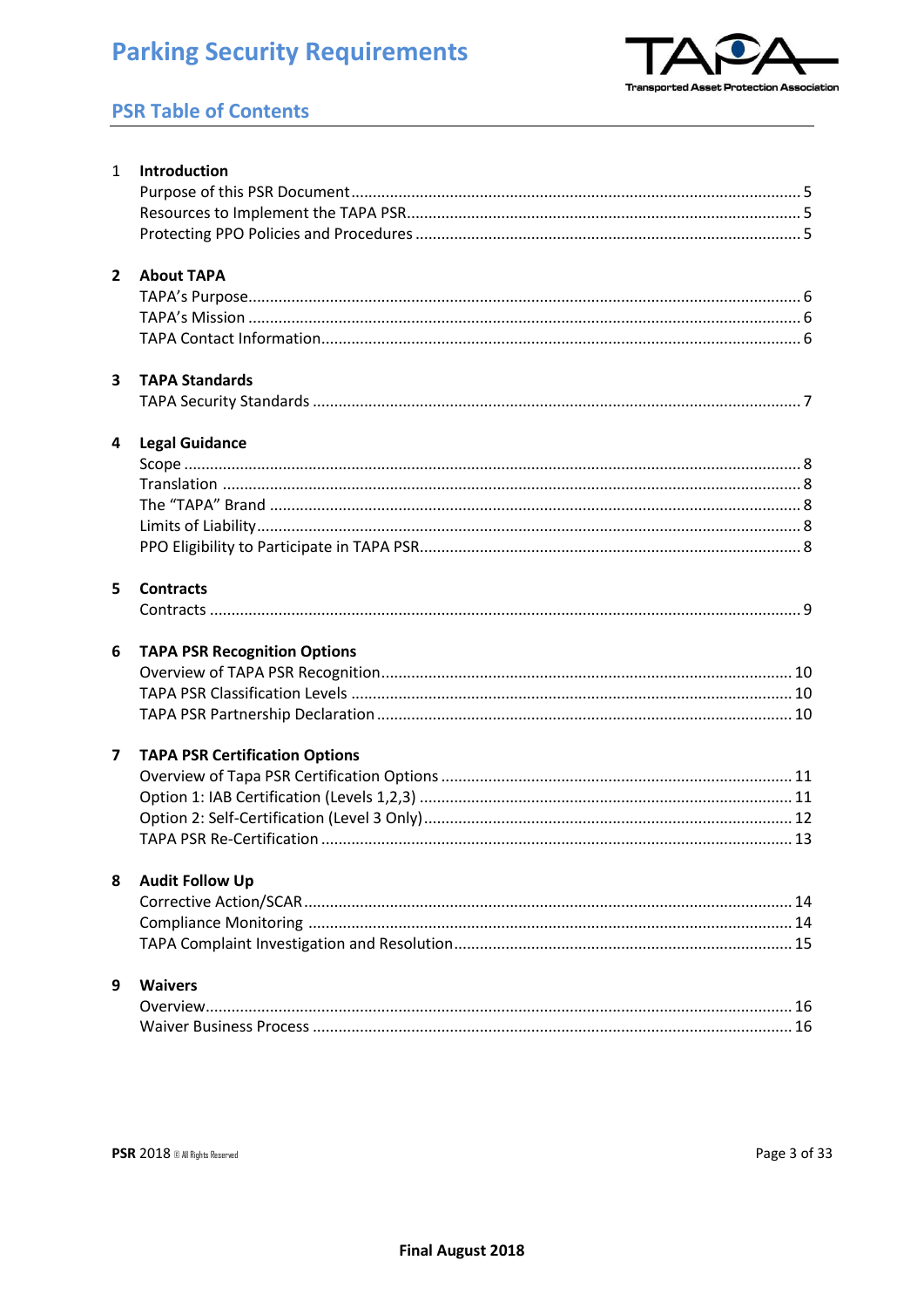# Parking Security Requirements

## PSR Table of Contents

**1 Introduction**

- Purpose of this PSR Document ........ 5
- Resources to Implement the TAPA PSR ........ 5
- Protecting PPO Policies and Procedures ........ 5

**2 About TAPA**

- TAPA's Purpose ........ 6
- TAPA's Mission ........ 6
- TAPA Contact Information ........ 6

**3 TAPA Standards**

- TAPA Security Standards ........ 7

**4 Legal Guidance**

- Scope ........ 8
- Translation ........ 8
- The "TAPA" Brand ........ 8
- Limits of Liability ........ 8
- PPO Eligibility to Participate in TAPA PSR ........ 8

**5 Contracts**

- Contracts ........ 9

**6 TAPA PSR Recognition Options**

- Overview of TAPA PSR Recognition ........ 10
- TAPA PSR Classification Levels ........ 10
- TAPA PSR Partnership Declaration ........ 10

**7 TAPA PSR Certification Options**

- Overview of Tapa PSR Certification Options ........ 11
- Option 1: IAB Certification (Levels 1,2,3) ........ 11
- Option 2: Self-Certification (Level 3 Only) ........ 12
- TAPA PSR Re-Certification ........ 13

**8 Audit Follow Up**

- Corrective Action/SCAR ........ 14
- Compliance Monitoring ........ 14
- TAPA Complaint Investigation and Resolution ........ 15

**9 Waivers**

- Overview ........ 16
- Waiver Business Process ........ 16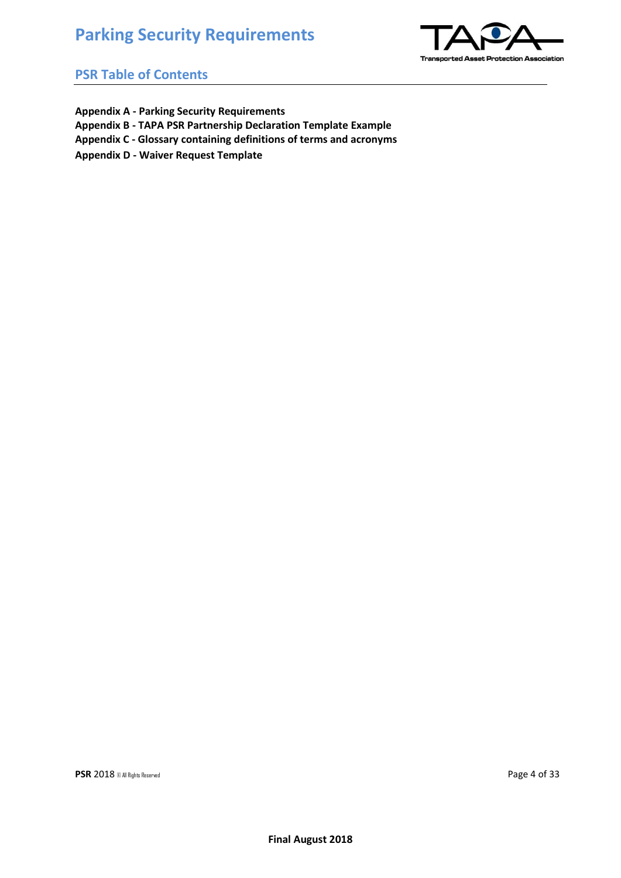## PSR Table of Contents

**Appendix A - Parking Security Requirements**

**Appendix B - TAPA PSR Partnership Declaration Template Example**

**Appendix C - Glossary containing definitions of terms and acronyms**

**Appendix D - Waiver Request Template**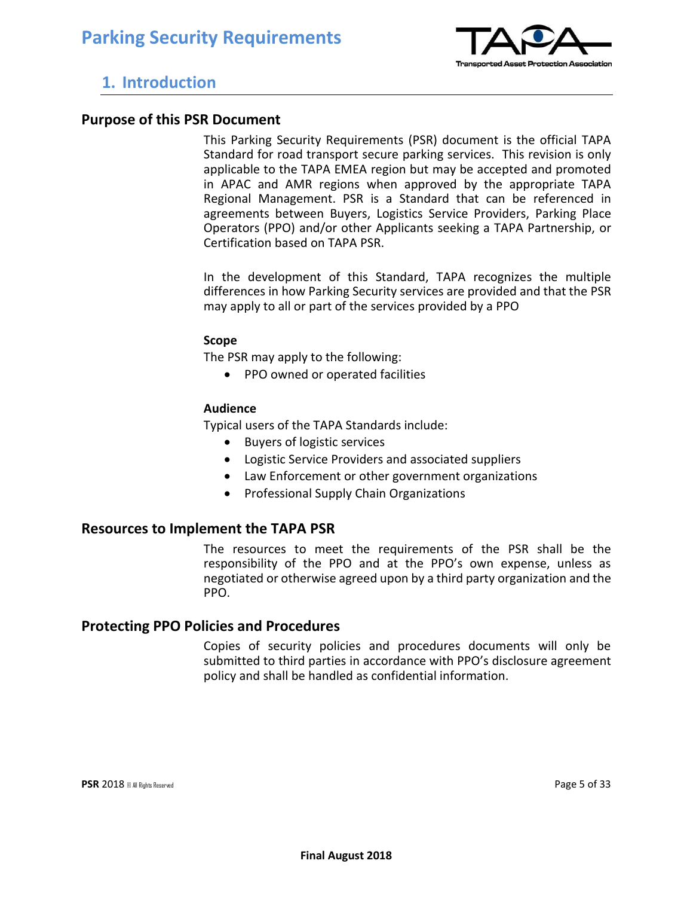## 1. Introduction

### Purpose of this PSR Document

This Parking Security Requirements (PSR) document is the official TAPA Standard for road transport secure parking services. This revision is only applicable to the TAPA EMEA region but may be accepted and promoted in APAC and AMR regions when approved by the appropriate TAPA Regional Management. PSR is a Standard that can be referenced in agreements between Buyers, Logistics Service Providers, Parking Place Operators (PPO) and/or other Applicants seeking a TAPA Partnership, or Certification based on TAPA PSR.

In the development of this Standard, TAPA recognizes the multiple differences in how Parking Security services are provided and that the PSR may apply to all or part of the services provided by a PPO

**Scope**

The PSR may apply to the following:

- PPO owned or operated facilities

**Audience**

Typical users of the TAPA Standards include:

- Buyers of logistic services
- Logistic Service Providers and associated suppliers
- Law Enforcement or other government organizations
- Professional Supply Chain Organizations

### Resources to Implement the TAPA PSR

The resources to meet the requirements of the PSR shall be the responsibility of the PPO and at the PPO's own expense, unless as negotiated or otherwise agreed upon by a third party organization and the PPO.

### Protecting PPO Policies and Procedures

Copies of security policies and procedures documents will only be submitted to third parties in accordance with PPO's disclosure agreement policy and shall be handled as confidential information.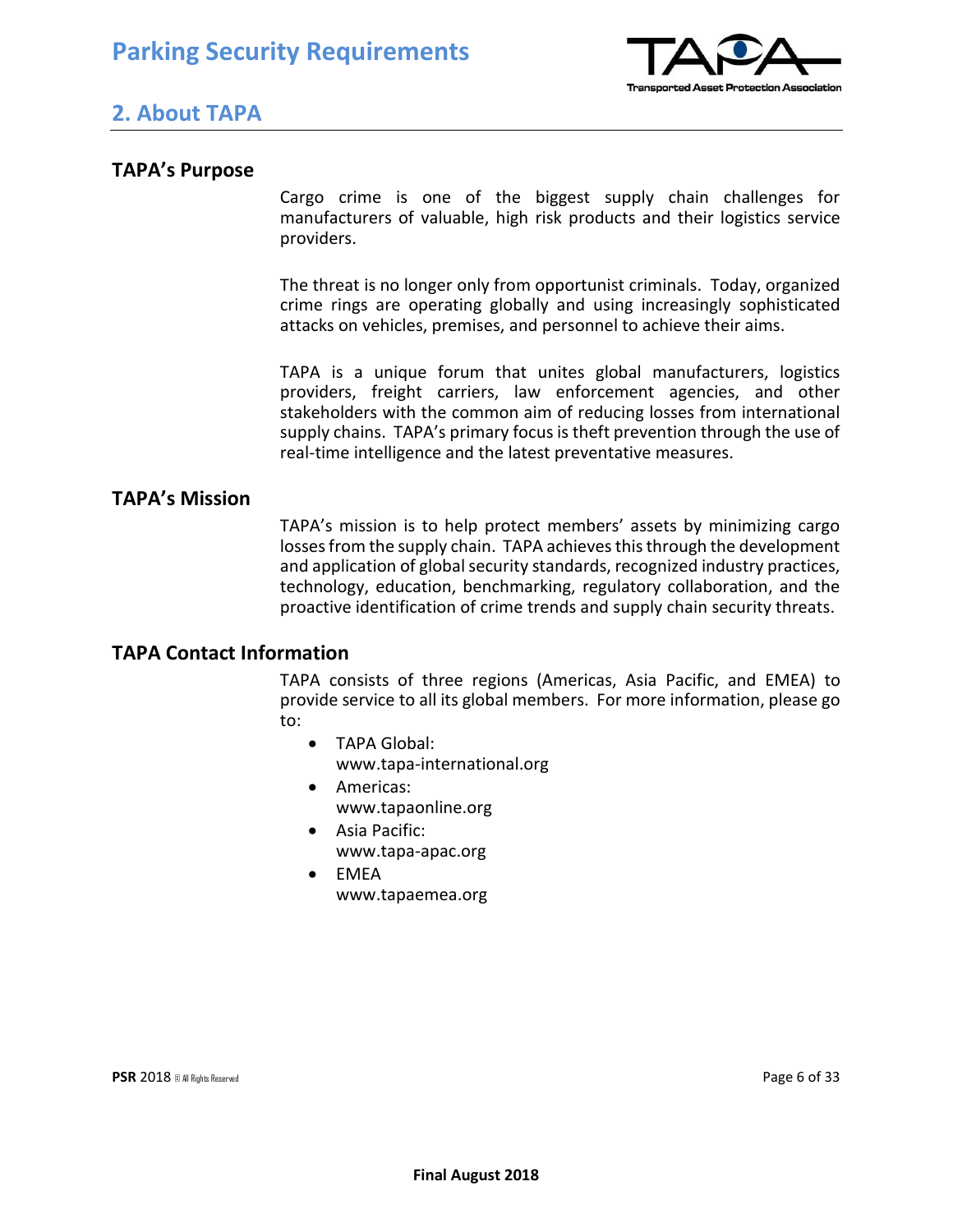## 2. About TAPA

### TAPA's Purpose

Cargo crime is one of the biggest supply chain challenges for manufacturers of valuable, high risk products and their logistics service providers.

The threat is no longer only from opportunist criminals. Today, organized crime rings are operating globally and using increasingly sophisticated attacks on vehicles, premises, and personnel to achieve their aims.

TAPA is a unique forum that unites global manufacturers, logistics providers, freight carriers, law enforcement agencies, and other stakeholders with the common aim of reducing losses from international supply chains. TAPA's primary focus is theft prevention through the use of real-time intelligence and the latest preventative measures.

### TAPA's Mission

TAPA's mission is to help protect members' assets by minimizing cargo losses from the supply chain. TAPA achieves this through the development and application of global security standards, recognized industry practices, technology, education, benchmarking, regulatory collaboration, and the proactive identification of crime trends and supply chain security threats.

### TAPA Contact Information

TAPA consists of three regions (Americas, Asia Pacific, and EMEA) to provide service to all its global members. For more information, please go to:

- TAPA Global:
  www.tapa-international.org
- Americas:
  www.tapaonline.org
- Asia Pacific:
  www.tapa-apac.org
- EMEA
  www.tapaemea.org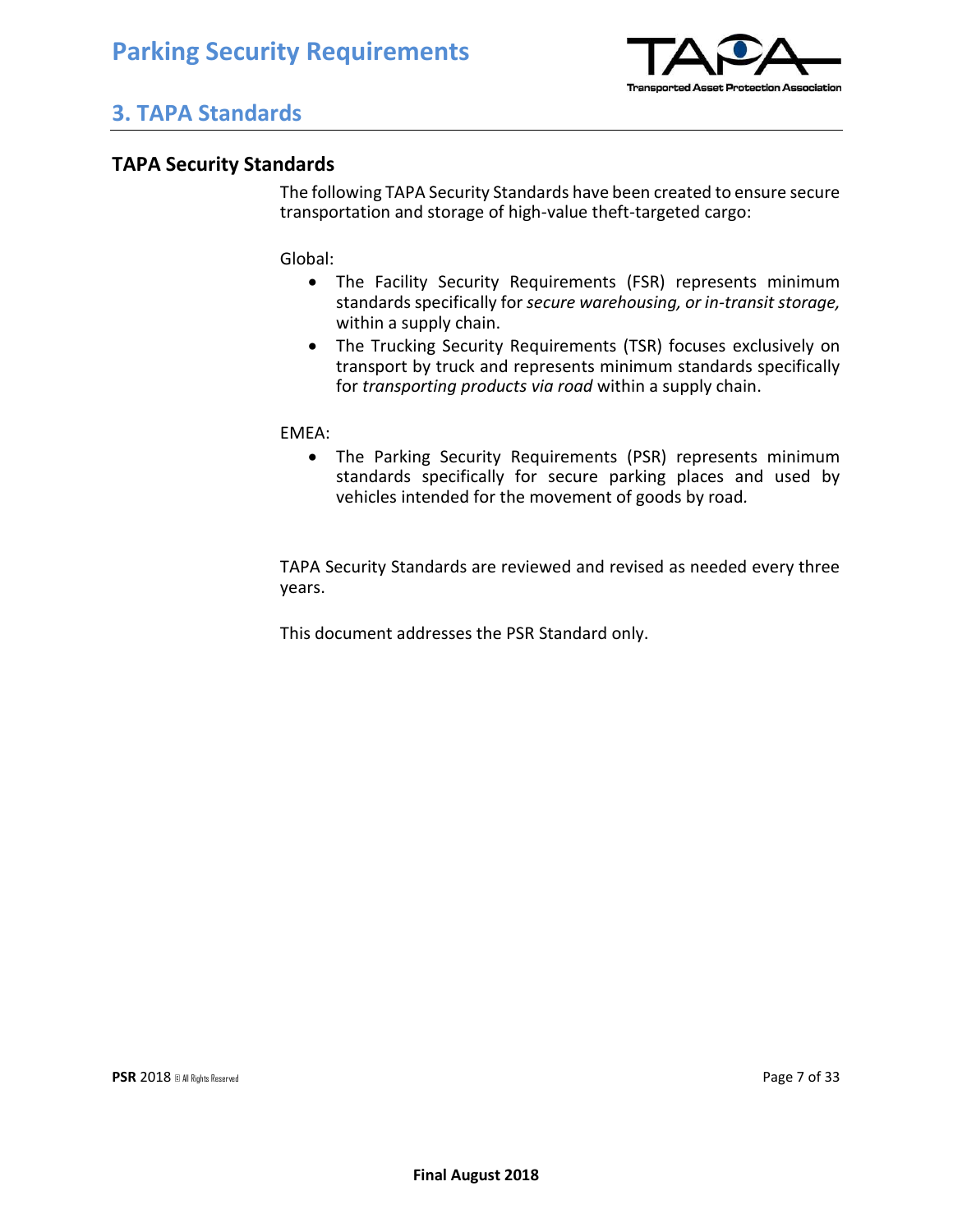## 3. TAPA Standards

### TAPA Security Standards

The following TAPA Security Standards have been created to ensure secure transportation and storage of high-value theft-targeted cargo:

Global:

- The Facility Security Requirements (FSR) represents minimum standards specifically for *secure warehousing, or in-transit storage,* within a supply chain.
- The Trucking Security Requirements (TSR) focuses exclusively on transport by truck and represents minimum standards specifically for *transporting products via road* within a supply chain.

EMEA:

- The Parking Security Requirements (PSR) represents minimum standards specifically for secure parking places and used by vehicles intended for the movement of goods by road.

TAPA Security Standards are reviewed and revised as needed every three years.

This document addresses the PSR Standard only.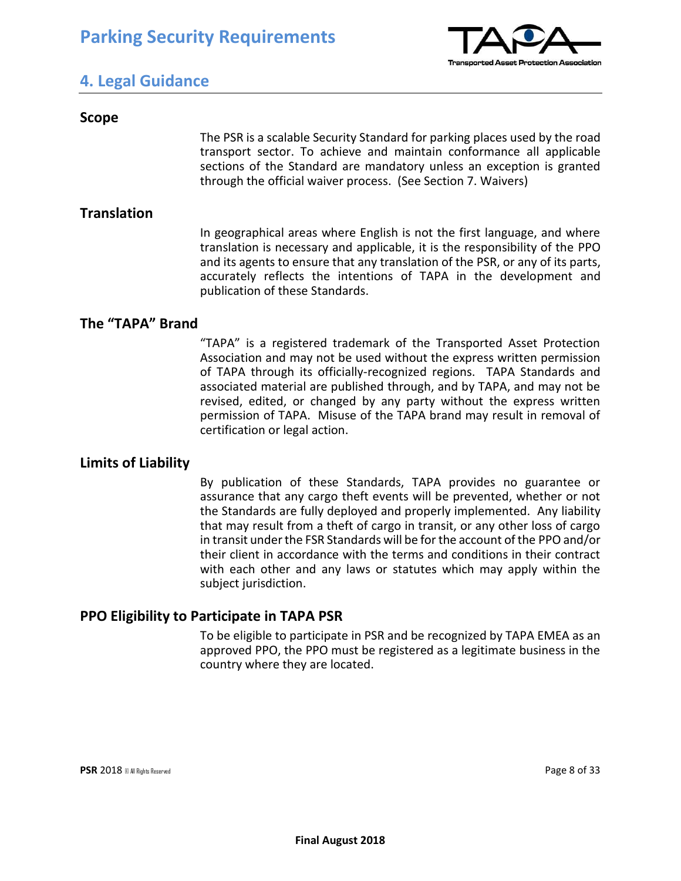## 4. Legal Guidance

### Scope

The PSR is a scalable Security Standard for parking places used by the road transport sector. To achieve and maintain conformance all applicable sections of the Standard are mandatory unless an exception is granted through the official waiver process. (See Section 7. Waivers)

### Translation

In geographical areas where English is not the first language, and where translation is necessary and applicable, it is the responsibility of the PPO and its agents to ensure that any translation of the PSR, or any of its parts, accurately reflects the intentions of TAPA in the development and publication of these Standards.

### The "TAPA" Brand

"TAPA" is a registered trademark of the Transported Asset Protection Association and may not be used without the express written permission of TAPA through its officially-recognized regions. TAPA Standards and associated material are published through, and by TAPA, and may not be revised, edited, or changed by any party without the express written permission of TAPA. Misuse of the TAPA brand may result in removal of certification or legal action.

### Limits of Liability

By publication of these Standards, TAPA provides no guarantee or assurance that any cargo theft events will be prevented, whether or not the Standards are fully deployed and properly implemented. Any liability that may result from a theft of cargo in transit, or any other loss of cargo in transit under the FSR Standards will be for the account of the PPO and/or their client in accordance with the terms and conditions in their contract with each other and any laws or statutes which may apply within the subject jurisdiction.

### PPO Eligibility to Participate in TAPA PSR

To be eligible to participate in PSR and be recognized by TAPA EMEA as an approved PPO, the PPO must be registered as a legitimate business in the country where they are located.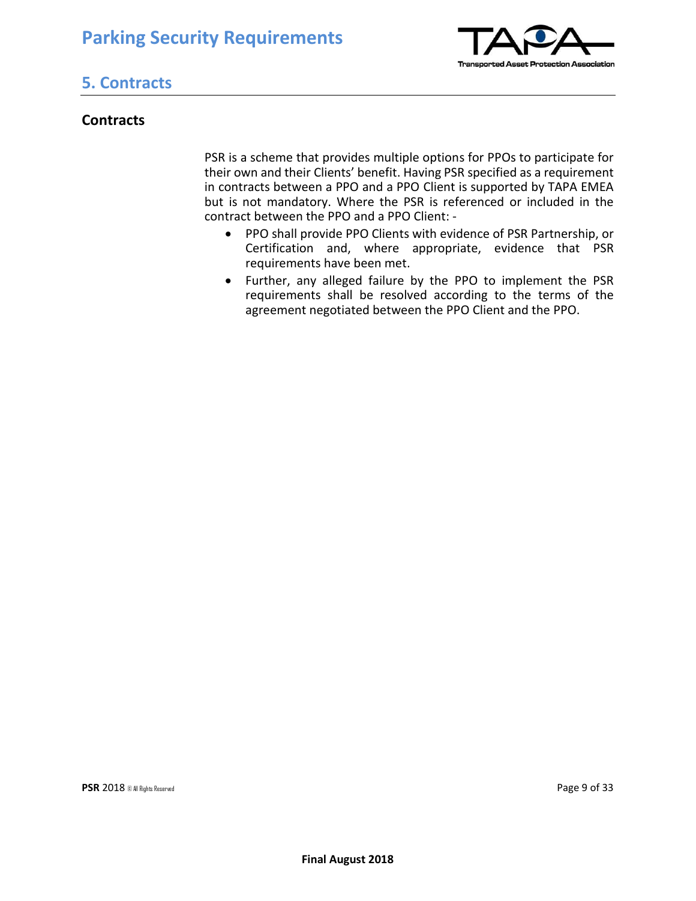## 5. Contracts

### Contracts

PSR is a scheme that provides multiple options for PPOs to participate for their own and their Clients' benefit. Having PSR specified as a requirement in contracts between a PPO and a PPO Client is supported by TAPA EMEA but is not mandatory. Where the PSR is referenced or included in the contract between the PPO and a PPO Client: -

- PPO shall provide PPO Clients with evidence of PSR Partnership, or Certification and, where appropriate, evidence that PSR requirements have been met.
- Further, any alleged failure by the PPO to implement the PSR requirements shall be resolved according to the terms of the agreement negotiated between the PPO Client and the PPO.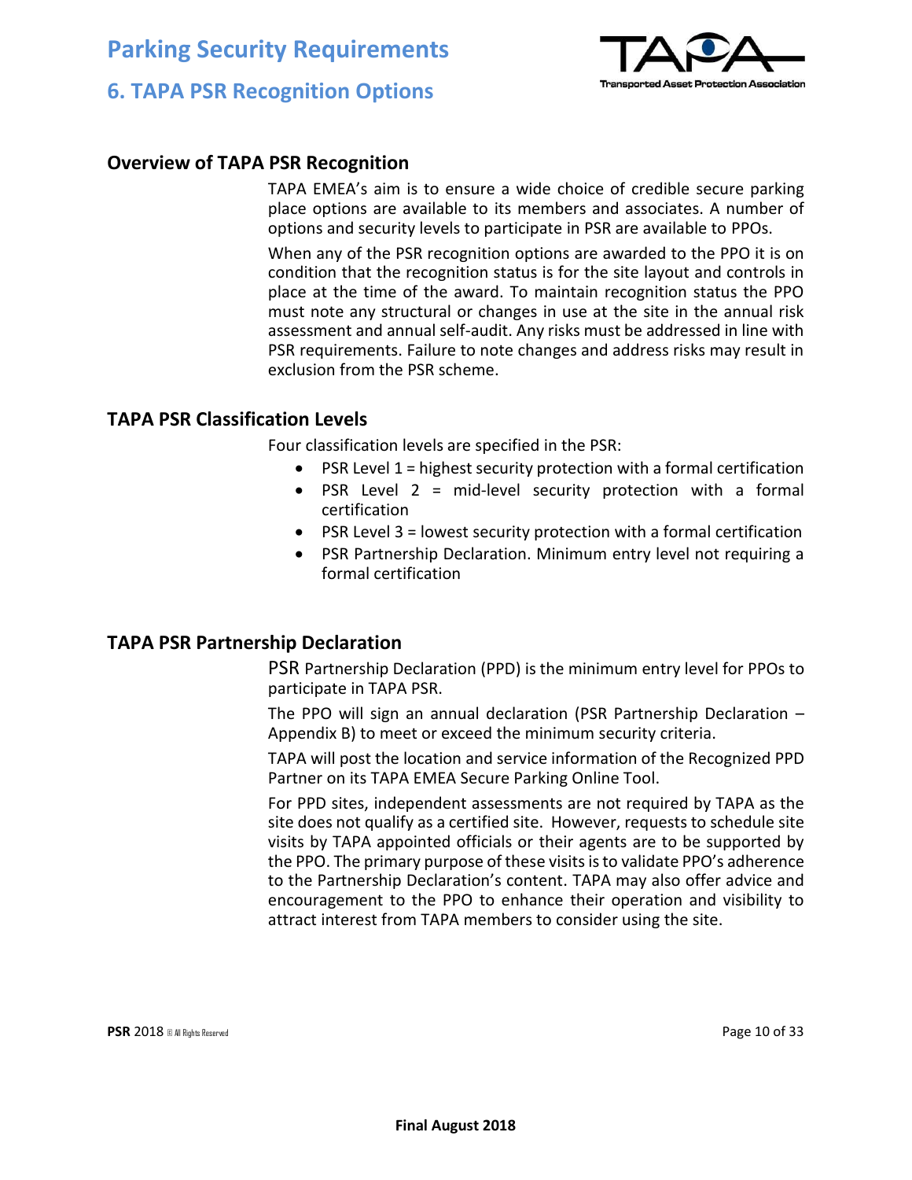## Overview of TAPA PSR Recognition

TAPA EMEA's aim is to ensure a wide choice of credible secure parking place options are available to its members and associates. A number of options and security levels to participate in PSR are available to PPOs.

When any of the PSR recognition options are awarded to the PPO it is on condition that the recognition status is for the site layout and controls in place at the time of the award. To maintain recognition status the PPO must note any structural or changes in use at the site in the annual risk assessment and annual self-audit. Any risks must be addressed in line with PSR requirements. Failure to note changes and address risks may result in exclusion from the PSR scheme.

## TAPA PSR Classification Levels

Four classification levels are specified in the PSR:

- PSR Level 1 = highest security protection with a formal certification
- PSR Level 2 = mid-level security protection with a formal certification
- PSR Level 3 = lowest security protection with a formal certification
- PSR Partnership Declaration. Minimum entry level not requiring a formal certification

## TAPA PSR Partnership Declaration

PSR Partnership Declaration (PPD) is the minimum entry level for PPOs to participate in TAPA PSR.

The PPO will sign an annual declaration (PSR Partnership Declaration – Appendix B) to meet or exceed the minimum security criteria.

TAPA will post the location and service information of the Recognized PPD Partner on its TAPA EMEA Secure Parking Online Tool.

For PPD sites, independent assessments are not required by TAPA as the site does not qualify as a certified site. However, requests to schedule site visits by TAPA appointed officials or their agents are to be supported by the PPO. The primary purpose of these visits is to validate PPO's adherence to the Partnership Declaration's content. TAPA may also offer advice and encouragement to the PPO to enhance their operation and visibility to attract interest from TAPA members to consider using the site.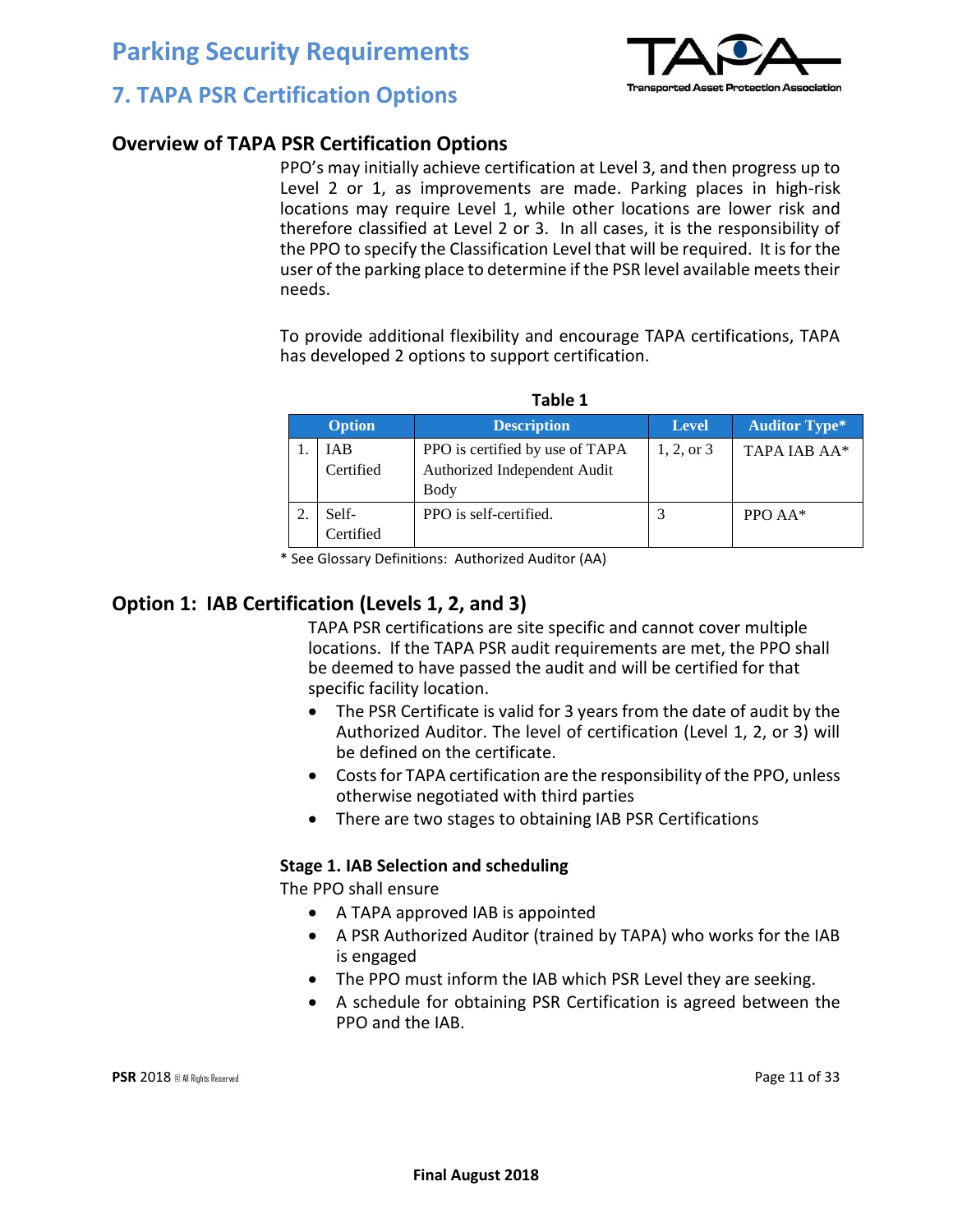# Parking Security Requirements

## 7. TAPA PSR Certification Options

### Overview of TAPA PSR Certification Options

PPO's may initially achieve certification at Level 3, and then progress up to Level 2 or 1, as improvements are made. Parking places in high-risk locations may require Level 1, while other locations are lower risk and therefore classified at Level 2 or 3. In all cases, it is the responsibility of the PPO to specify the Classification Level that will be required. It is for the user of the parking place to determine if the PSR level available meets their needs.

To provide additional flexibility and encourage TAPA certifications, TAPA has developed 2 options to support certification.

**Table 1**

| | Option | Description | Level | Auditor Type* |
|---|---|---|---|---|
| 1. | IAB Certified | PPO is certified by use of TAPA Authorized Independent Audit Body | 1, 2, or 3 | TAPA IAB AA* |
| 2. | Self-Certified | PPO is self-certified. | 3 | PPO AA* |

\* See Glossary Definitions: Authorized Auditor (AA)

### Option 1: IAB Certification (Levels 1, 2, and 3)

TAPA PSR certifications are site specific and cannot cover multiple locations. If the TAPA PSR audit requirements are met, the PPO shall be deemed to have passed the audit and will be certified for that specific facility location.

- The PSR Certificate is valid for 3 years from the date of audit by the Authorized Auditor. The level of certification (Level 1, 2, or 3) will be defined on the certificate.
- Costs for TAPA certification are the responsibility of the PPO, unless otherwise negotiated with third parties
- There are two stages to obtaining IAB PSR Certifications

#### Stage 1. IAB Selection and scheduling

The PPO shall ensure

- A TAPA approved IAB is appointed
- A PSR Authorized Auditor (trained by TAPA) who works for the IAB is engaged
- The PPO must inform the IAB which PSR Level they are seeking.
- A schedule for obtaining PSR Certification is agreed between the PPO and the IAB.

**Final August 2018**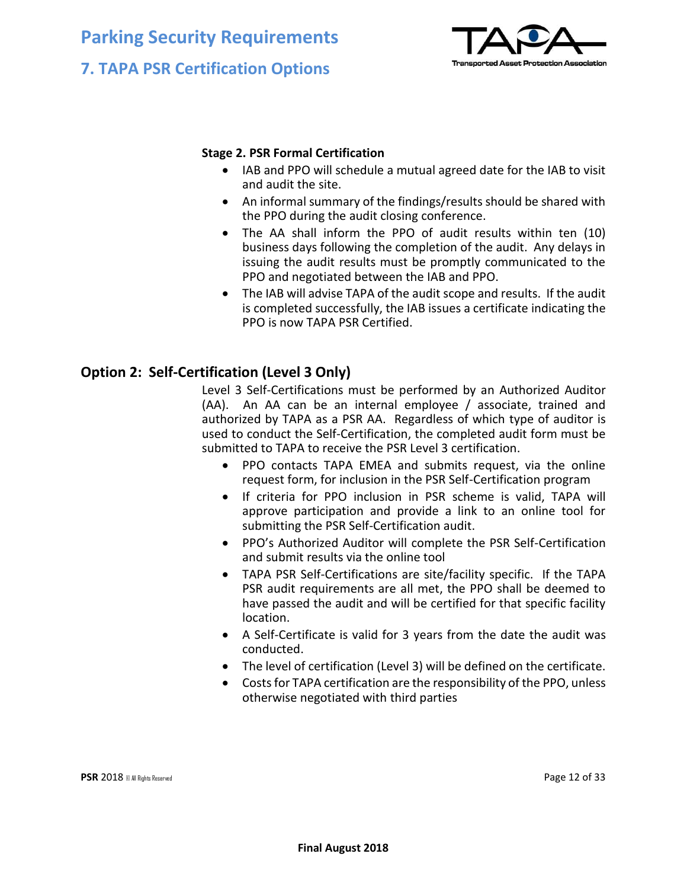**Stage 2. PSR Formal Certification**

- IAB and PPO will schedule a mutual agreed date for the IAB to visit and audit the site.
- An informal summary of the findings/results should be shared with the PPO during the audit closing conference.
- The AA shall inform the PPO of audit results within ten (10) business days following the completion of the audit. Any delays in issuing the audit results must be promptly communicated to the PPO and negotiated between the IAB and PPO.
- The IAB will advise TAPA of the audit scope and results. If the audit is completed successfully, the IAB issues a certificate indicating the PPO is now TAPA PSR Certified.

## Option 2: Self-Certification (Level 3 Only)

Level 3 Self-Certifications must be performed by an Authorized Auditor (AA). An AA can be an internal employee / associate, trained and authorized by TAPA as a PSR AA. Regardless of which type of auditor is used to conduct the Self-Certification, the completed audit form must be submitted to TAPA to receive the PSR Level 3 certification.

- PPO contacts TAPA EMEA and submits request, via the online request form, for inclusion in the PSR Self-Certification program
- If criteria for PPO inclusion in PSR scheme is valid, TAPA will approve participation and provide a link to an online tool for submitting the PSR Self-Certification audit.
- PPO's Authorized Auditor will complete the PSR Self-Certification and submit results via the online tool
- TAPA PSR Self-Certifications are site/facility specific. If the TAPA PSR audit requirements are all met, the PPO shall be deemed to have passed the audit and will be certified for that specific facility location.
- A Self-Certificate is valid for 3 years from the date the audit was conducted.
- The level of certification (Level 3) will be defined on the certificate.
- Costs for TAPA certification are the responsibility of the PPO, unless otherwise negotiated with third parties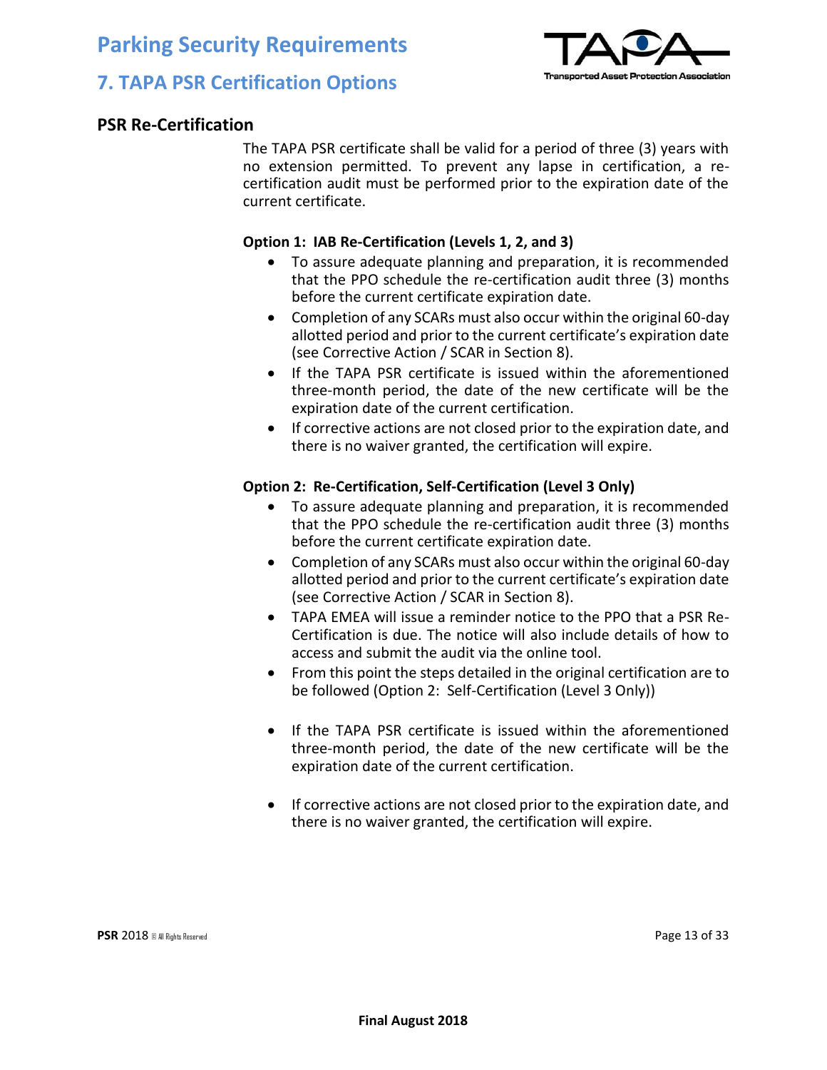## PSR Re-Certification

The TAPA PSR certificate shall be valid for a period of three (3) years with no extension permitted. To prevent any lapse in certification, a re-certification audit must be performed prior to the expiration date of the current certificate.

### Option 1: IAB Re-Certification (Levels 1, 2, and 3)

- To assure adequate planning and preparation, it is recommended that the PPO schedule the re-certification audit three (3) months before the current certificate expiration date.
- Completion of any SCARs must also occur within the original 60-day allotted period and prior to the current certificate's expiration date (see Corrective Action / SCAR in Section 8).
- If the TAPA PSR certificate is issued within the aforementioned three-month period, the date of the new certificate will be the expiration date of the current certification.
- If corrective actions are not closed prior to the expiration date, and there is no waiver granted, the certification will expire.

### Option 2: Re-Certification, Self-Certification (Level 3 Only)

- To assure adequate planning and preparation, it is recommended that the PPO schedule the re-certification audit three (3) months before the current certificate expiration date.
- Completion of any SCARs must also occur within the original 60-day allotted period and prior to the current certificate's expiration date (see Corrective Action / SCAR in Section 8).
- TAPA EMEA will issue a reminder notice to the PPO that a PSR Re-Certification is due. The notice will also include details of how to access and submit the audit via the online tool.
- From this point the steps detailed in the original certification are to be followed (Option 2: Self-Certification (Level 3 Only))
- If the TAPA PSR certificate is issued within the aforementioned three-month period, the date of the new certificate will be the expiration date of the current certification.
- If corrective actions are not closed prior to the expiration date, and there is no waiver granted, the certification will expire.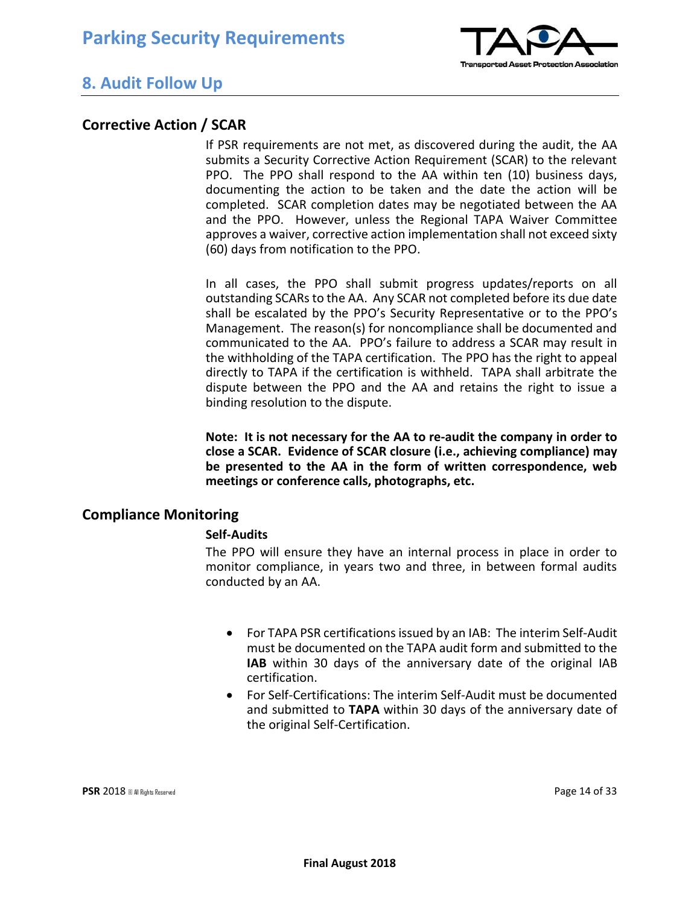# 8. Audit Follow Up

## Corrective Action / SCAR

If PSR requirements are not met, as discovered during the audit, the AA submits a Security Corrective Action Requirement (SCAR) to the relevant PPO. The PPO shall respond to the AA within ten (10) business days, documenting the action to be taken and the date the action will be completed. SCAR completion dates may be negotiated between the AA and the PPO. However, unless the Regional TAPA Waiver Committee approves a waiver, corrective action implementation shall not exceed sixty (60) days from notification to the PPO.

In all cases, the PPO shall submit progress updates/reports on all outstanding SCARs to the AA. Any SCAR not completed before its due date shall be escalated by the PPO's Security Representative or to the PPO's Management. The reason(s) for noncompliance shall be documented and communicated to the AA. PPO's failure to address a SCAR may result in the withholding of the TAPA certification. The PPO has the right to appeal directly to TAPA if the certification is withheld. TAPA shall arbitrate the dispute between the PPO and the AA and retains the right to issue a binding resolution to the dispute.

**Note: It is not necessary for the AA to re-audit the company in order to close a SCAR. Evidence of SCAR closure (i.e., achieving compliance) may be presented to the AA in the form of written correspondence, web meetings or conference calls, photographs, etc.**

## Compliance Monitoring

### Self-Audits

The PPO will ensure they have an internal process in place in order to monitor compliance, in years two and three, in between formal audits conducted by an AA.

- For TAPA PSR certifications issued by an IAB: The interim Self-Audit must be documented on the TAPA audit form and submitted to the **IAB** within 30 days of the anniversary date of the original IAB certification.
- For Self-Certifications: The interim Self-Audit must be documented and submitted to **TAPA** within 30 days of the anniversary date of the original Self-Certification.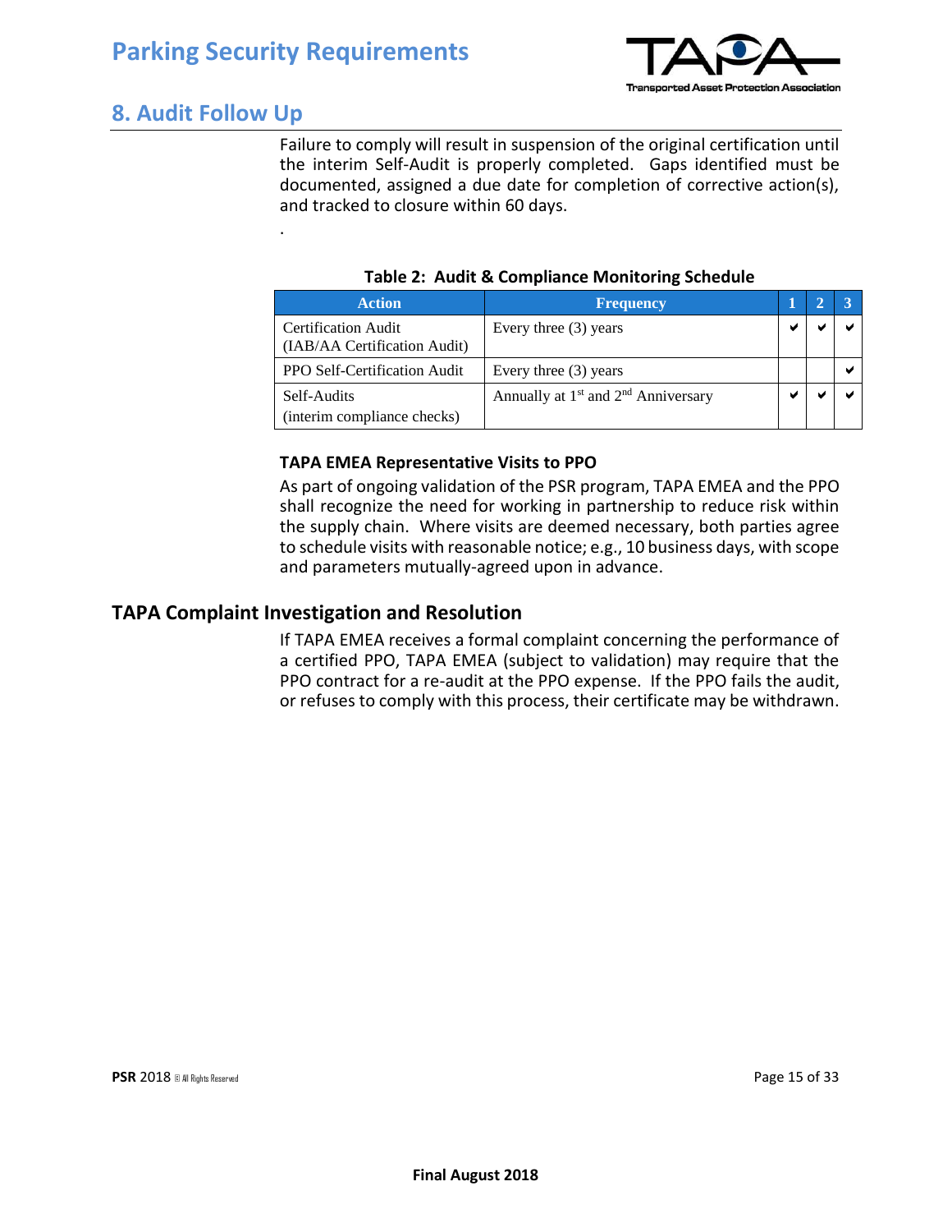## 8. Audit Follow Up

Failure to comply will result in suspension of the original certification until the interim Self-Audit is properly completed. Gaps identified must be documented, assigned a due date for completion of corrective action(s), and tracked to closure within 60 days.

.

**Table 2: Audit & Compliance Monitoring Schedule**

| Action | Frequency | 1 | 2 | 3 |
|---|---|---|---|---|
| Certification Audit (IAB/AA Certification Audit) | Every three (3) years | ✔ | ✔ | ✔ |
| PPO Self-Certification Audit | Every three (3) years | | | ✔ |
| Self-Audits (interim compliance checks) | Annually at 1st and 2nd Anniversary | ✔ | ✔ | ✔ |

**TAPA EMEA Representative Visits to PPO**

As part of ongoing validation of the PSR program, TAPA EMEA and the PPO shall recognize the need for working in partnership to reduce risk within the supply chain. Where visits are deemed necessary, both parties agree to schedule visits with reasonable notice; e.g., 10 business days, with scope and parameters mutually-agreed upon in advance.

### TAPA Complaint Investigation and Resolution

If TAPA EMEA receives a formal complaint concerning the performance of a certified PPO, TAPA EMEA (subject to validation) may require that the PPO contract for a re-audit at the PPO expense. If the PPO fails the audit, or refuses to comply with this process, their certificate may be withdrawn.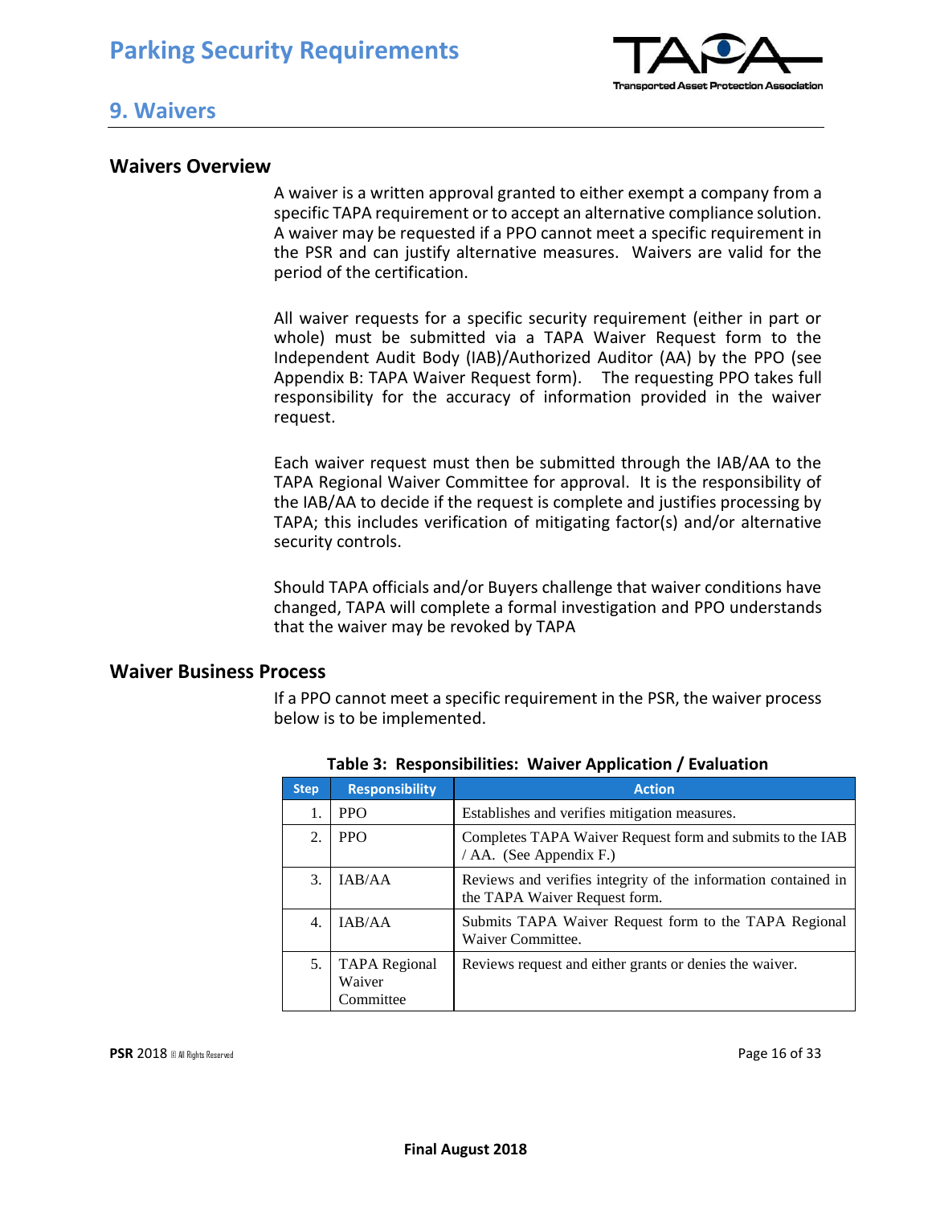## 9. Waivers

### Waivers Overview

A waiver is a written approval granted to either exempt a company from a specific TAPA requirement or to accept an alternative compliance solution. A waiver may be requested if a PPO cannot meet a specific requirement in the PSR and can justify alternative measures. Waivers are valid for the period of the certification.

All waiver requests for a specific security requirement (either in part or whole) must be submitted via a TAPA Waiver Request form to the Independent Audit Body (IAB)/Authorized Auditor (AA) by the PPO (see Appendix B: TAPA Waiver Request form). The requesting PPO takes full responsibility for the accuracy of information provided in the waiver request.

Each waiver request must then be submitted through the IAB/AA to the TAPA Regional Waiver Committee for approval. It is the responsibility of the IAB/AA to decide if the request is complete and justifies processing by TAPA; this includes verification of mitigating factor(s) and/or alternative security controls.

Should TAPA officials and/or Buyers challenge that waiver conditions have changed, TAPA will complete a formal investigation and PPO understands that the waiver may be revoked by TAPA

### Waiver Business Process

If a PPO cannot meet a specific requirement in the PSR, the waiver process below is to be implemented.

**Table 3: Responsibilities: Waiver Application / Evaluation**

| Step | Responsibility | Action |
|---|---|---|
| 1. | PPO | Establishes and verifies mitigation measures. |
| 2. | PPO | Completes TAPA Waiver Request form and submits to the IAB / AA. (See Appendix F.) |
| 3. | IAB/AA | Reviews and verifies integrity of the information contained in the TAPA Waiver Request form. |
| 4. | IAB/AA | Submits TAPA Waiver Request form to the TAPA Regional Waiver Committee. |
| 5. | TAPA Regional Waiver Committee | Reviews request and either grants or denies the waiver. |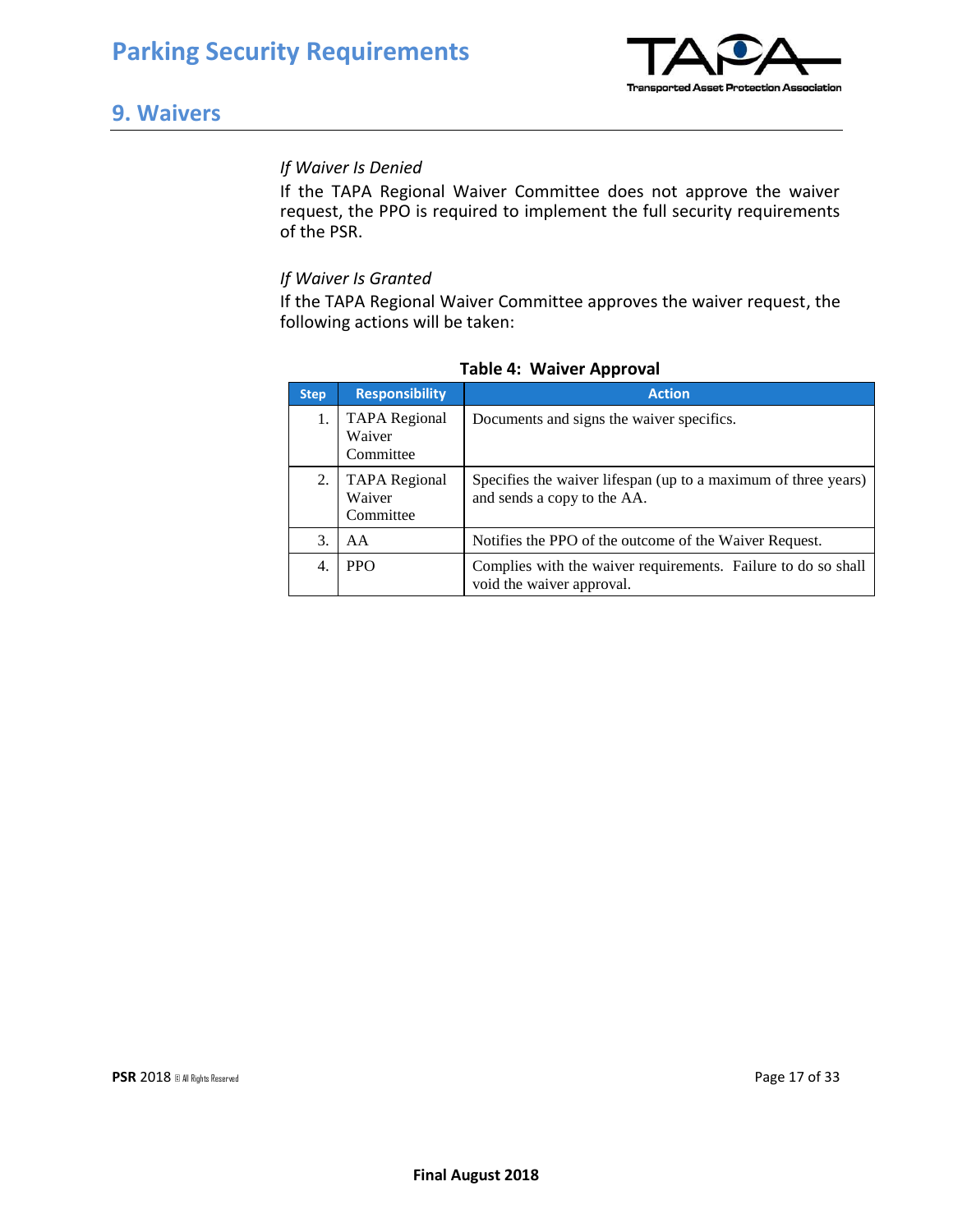## 9. Waivers

*If Waiver Is Denied*

If the TAPA Regional Waiver Committee does not approve the waiver request, the PPO is required to implement the full security requirements of the PSR.

*If Waiver Is Granted*

If the TAPA Regional Waiver Committee approves the waiver request, the following actions will be taken:

**Table 4: Waiver Approval**

| Step | Responsibility | Action |
|---|---|---|
| 1. | TAPA Regional Waiver Committee | Documents and signs the waiver specifics. |
| 2. | TAPA Regional Waiver Committee | Specifies the waiver lifespan (up to a maximum of three years) and sends a copy to the AA. |
| 3. | AA | Notifies the PPO of the outcome of the Waiver Request. |
| 4. | PPO | Complies with the waiver requirements. Failure to do so shall void the waiver approval. |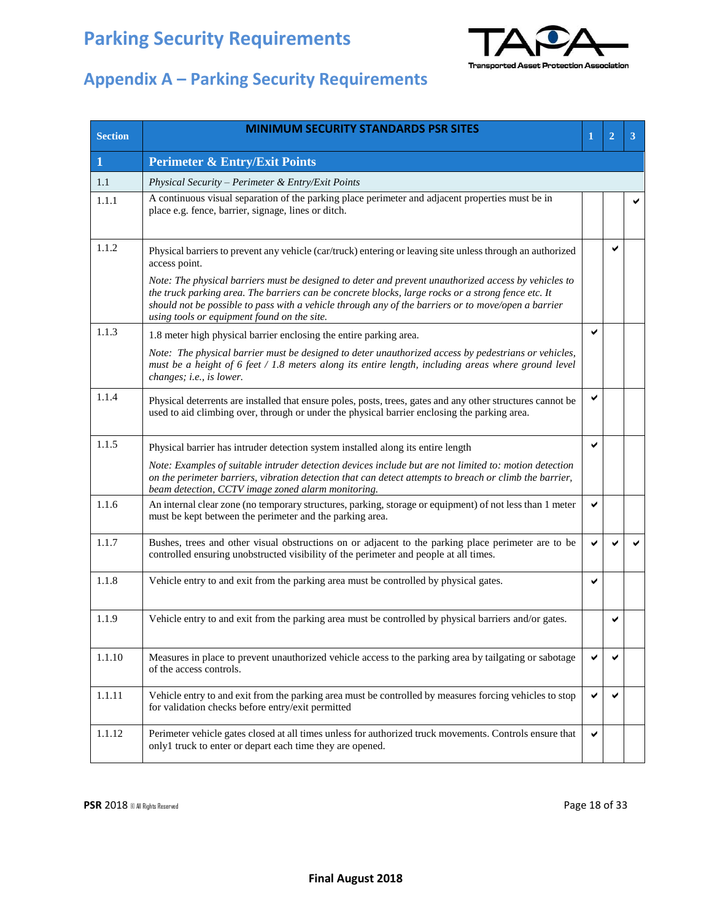# Parking Security Requirements

## Appendix A – Parking Security Requirements

| Section | MINIMUM SECURITY STANDARDS PSR SITES | 1 | 2 | 3 |
|---|---|---|---|---|
| **1** | **Perimeter & Entry/Exit Points** | | | |
| 1.1 | *Physical Security – Perimeter & Entry/Exit Points* | | | |
| 1.1.1 | A continuous visual separation of the parking place perimeter and adjacent properties must be in place e.g. fence, barrier, signage, lines or ditch. | | | ✔ |
| 1.1.2 | Physical barriers to prevent any vehicle (car/truck) entering or leaving site unless through an authorized access point.<br>*Note: The physical barriers must be designed to deter and prevent unauthorized access by vehicles to the truck parking area. The barriers can be concrete blocks, large rocks or a strong fence etc. It should not be possible to pass with a vehicle through any of the barriers or to move/open a barrier using tools or equipment found on the site.* | | ✔ | |
| 1.1.3 | 1.8 meter high physical barrier enclosing the entire parking area.<br>*Note: The physical barrier must be designed to deter unauthorized access by pedestrians or vehicles, must be a height of 6 feet / 1.8 meters along its entire length, including areas where ground level changes; i.e., is lower.* | ✔ | | |
| 1.1.4 | Physical deterrents are installed that ensure poles, posts, trees, gates and any other structures cannot be used to aid climbing over, through or under the physical barrier enclosing the parking area. | ✔ | | |
| 1.1.5 | Physical barrier has intruder detection system installed along its entire length<br>*Note: Examples of suitable intruder detection devices include but are not limited to: motion detection on the perimeter barriers, vibration detection that can detect attempts to breach or climb the barrier, beam detection, CCTV image zoned alarm monitoring.* | ✔ | | |
| 1.1.6 | An internal clear zone (no temporary structures, parking, storage or equipment) of not less than 1 meter must be kept between the perimeter and the parking area. | ✔ | | |
| 1.1.7 | Bushes, trees and other visual obstructions on or adjacent to the parking place perimeter are to be controlled ensuring unobstructed visibility of the perimeter and people at all times. | ✔ | ✔ | ✔ |
| 1.1.8 | Vehicle entry to and exit from the parking area must be controlled by physical gates. | ✔ | | |
| 1.1.9 | Vehicle entry to and exit from the parking area must be controlled by physical barriers and/or gates. | | ✔ | |
| 1.1.10 | Measures in place to prevent unauthorized vehicle access to the parking area by tailgating or sabotage of the access controls. | ✔ | ✔ | |
| 1.1.11 | Vehicle entry to and exit from the parking area must be controlled by measures forcing vehicles to stop for validation checks before entry/exit permitted | ✔ | ✔ | |
| 1.1.12 | Perimeter vehicle gates closed at all times unless for authorized truck movements. Controls ensure that only1 truck to enter or depart each time they are opened. | ✔ | | |

Final August 2018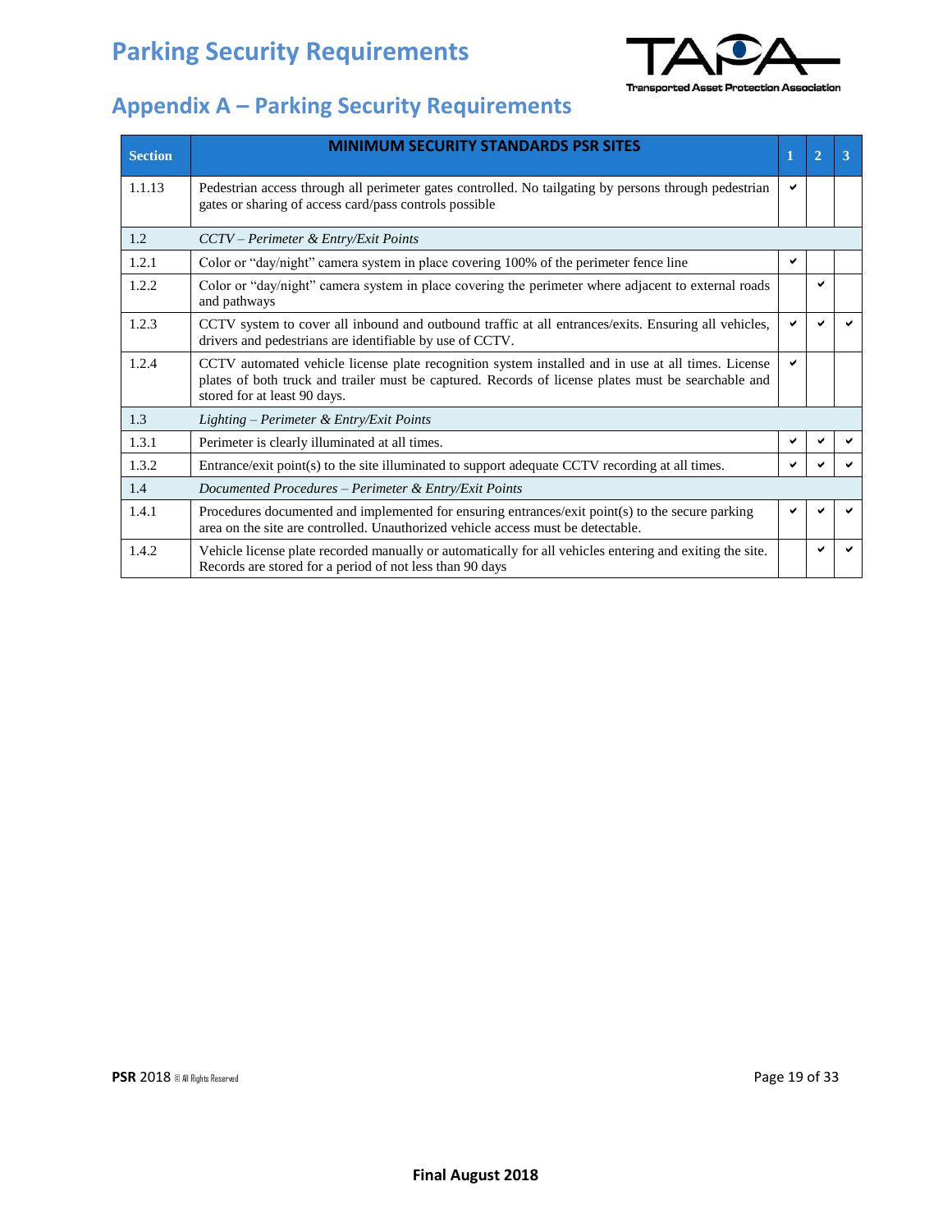## Appendix A – Parking Security Requirements

| Section | MINIMUM SECURITY STANDARDS PSR SITES | 1 | 2 | 3 |
|---|---|---|---|---|
| 1.1.13 | Pedestrian access through all perimeter gates controlled. No tailgating by persons through pedestrian gates or sharing of access card/pass controls possible | ✔ | | |
| 1.2 | *CCTV – Perimeter & Entry/Exit Points* | | | |
| 1.2.1 | Color or "day/night" camera system in place covering 100% of the perimeter fence line | ✔ | | |
| 1.2.2 | Color or "day/night" camera system in place covering the perimeter where adjacent to external roads and pathways | | ✔ | |
| 1.2.3 | CCTV system to cover all inbound and outbound traffic at all entrances/exits. Ensuring all vehicles, drivers and pedestrians are identifiable by use of CCTV. | ✔ | ✔ | ✔ |
| 1.2.4 | CCTV automated vehicle license plate recognition system installed and in use at all times. License plates of both truck and trailer must be captured. Records of license plates must be searchable and stored for at least 90 days. | ✔ | | |
| 1.3 | *Lighting – Perimeter & Entry/Exit Points* | | | |
| 1.3.1 | Perimeter is clearly illuminated at all times. | ✔ | ✔ | ✔ |
| 1.3.2 | Entrance/exit point(s) to the site illuminated to support adequate CCTV recording at all times. | ✔ | ✔ | ✔ |
| 1.4 | *Documented Procedures – Perimeter & Entry/Exit Points* | | | |
| 1.4.1 | Procedures documented and implemented for ensuring entrances/exit point(s) to the secure parking area on the site are controlled. Unauthorized vehicle access must be detectable. | ✔ | ✔ | ✔ |
| 1.4.2 | Vehicle license plate recorded manually or automatically for all vehicles entering and exiting the site. Records are stored for a period of not less than 90 days | | ✔ | ✔ |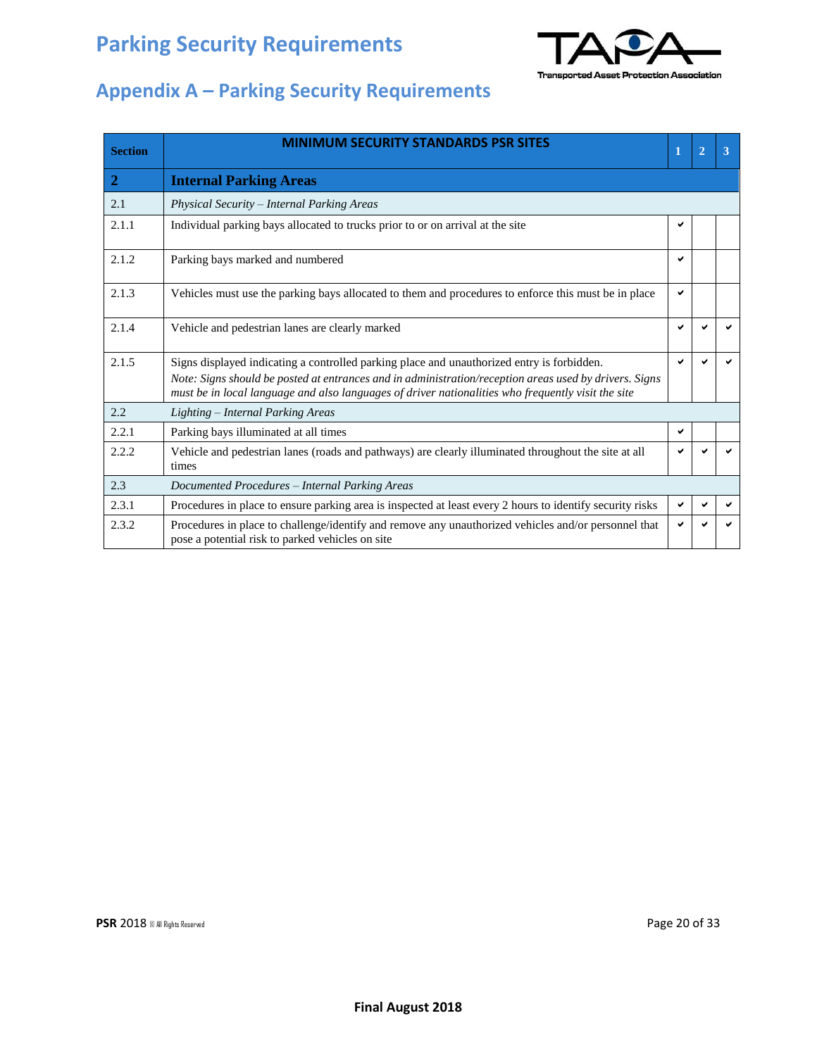# Parking Security Requirements

## Appendix A – Parking Security Requirements

| Section | MINIMUM SECURITY STANDARDS PSR SITES | 1 | 2 | 3 |
|---|---|---|---|---|
| **2** | **Internal Parking Areas** | | | |
| 2.1 | *Physical Security – Internal Parking Areas* | | | |
| 2.1.1 | Individual parking bays allocated to trucks prior to or on arrival at the site | ✔ | | |
| 2.1.2 | Parking bays marked and numbered | ✔ | | |
| 2.1.3 | Vehicles must use the parking bays allocated to them and procedures to enforce this must be in place | ✔ | | |
| 2.1.4 | Vehicle and pedestrian lanes are clearly marked | ✔ | ✔ | ✔ |
| 2.1.5 | Signs displayed indicating a controlled parking place and unauthorized entry is forbidden. *Note: Signs should be posted at entrances and in administration/reception areas used by drivers. Signs must be in local language and also languages of driver nationalities who frequently visit the site* | ✔ | ✔ | ✔ |
| 2.2 | *Lighting – Internal Parking Areas* | | | |
| 2.2.1 | Parking bays illuminated at all times | ✔ | | |
| 2.2.2 | Vehicle and pedestrian lanes (roads and pathways) are clearly illuminated throughout the site at all times | ✔ | ✔ | ✔ |
| 2.3 | *Documented Procedures – Internal Parking Areas* | | | |
| 2.3.1 | Procedures in place to ensure parking area is inspected at least every 2 hours to identify security risks | ✔ | ✔ | ✔ |
| 2.3.2 | Procedures in place to challenge/identify and remove any unauthorized vehicles and/or personnel that pose a potential risk to parked vehicles on site | ✔ | ✔ | ✔ |

**Final August 2018**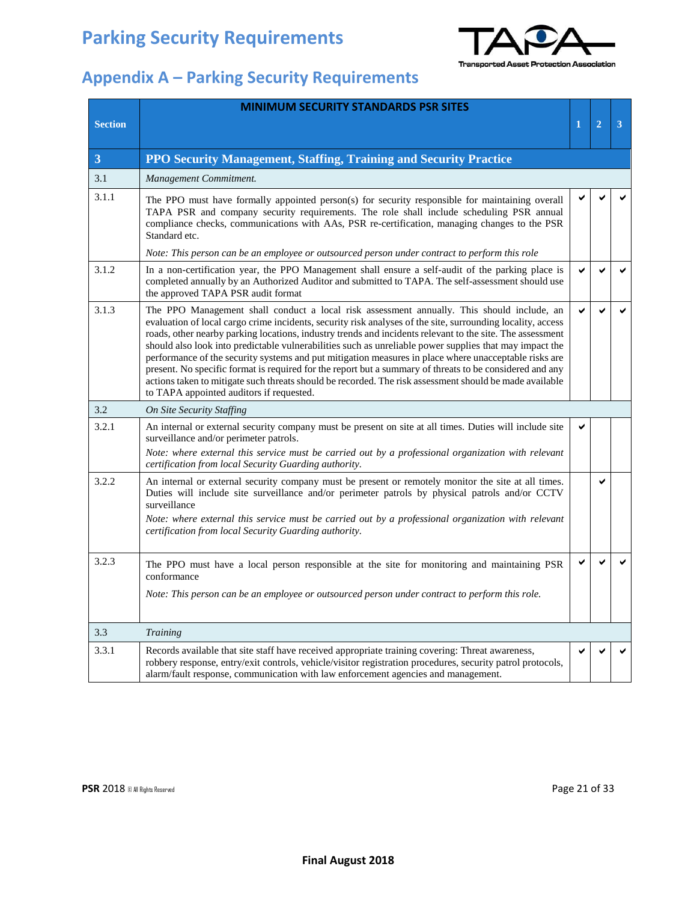## Appendix A – Parking Security Requirements

| Section | MINIMUM SECURITY STANDARDS PSR SITES | 1 | 2 | 3 |
|---|---|---|---|---|
| **3** | **PPO Security Management, Staffing, Training and Security Practice** | | | |
| 3.1 | *Management Commitment.* | | | |
| 3.1.1 | The PPO must have formally appointed person(s) for security responsible for maintaining overall TAPA PSR and company security requirements. The role shall include scheduling PSR annual compliance checks, communications with AAs, PSR re-certification, managing changes to the PSR Standard etc.<br>*Note: This person can be an employee or outsourced person under contract to perform this role* | ✔ | ✔ | ✔ |
| 3.1.2 | In a non-certification year, the PPO Management shall ensure a self-audit of the parking place is completed annually by an Authorized Auditor and submitted to TAPA. The self-assessment should use the approved TAPA PSR audit format | ✔ | ✔ | ✔ |
| 3.1.3 | The PPO Management shall conduct a local risk assessment annually. This should include, an evaluation of local cargo crime incidents, security risk analyses of the site, surrounding locality, access roads, other nearby parking locations, industry trends and incidents relevant to the site. The assessment should also look into predictable vulnerabilities such as unreliable power supplies that may impact the performance of the security systems and put mitigation measures in place where unacceptable risks are present. No specific format is required for the report but a summary of threats to be considered and any actions taken to mitigate such threats should be recorded. The risk assessment should be made available to TAPA appointed auditors if requested. | ✔ | ✔ | ✔ |
| 3.2 | *On Site Security Staffing* | | | |
| 3.2.1 | An internal or external security company must be present on site at all times. Duties will include site surveillance and/or perimeter patrols.<br>*Note: where external this service must be carried out by a professional organization with relevant certification from local Security Guarding authority.* | ✔ | | |
| 3.2.2 | An internal or external security company must be present or remotely monitor the site at all times. Duties will include site surveillance and/or perimeter patrols by physical patrols and/or CCTV surveillance<br>*Note: where external this service must be carried out by a professional organization with relevant certification from local Security Guarding authority.* | | ✔ | |
| 3.2.3 | The PPO must have a local person responsible at the site for monitoring and maintaining PSR conformance<br>*Note: This person can be an employee or outsourced person under contract to perform this role.* | ✔ | ✔ | ✔ |
| 3.3 | *Training* | | | |
| 3.3.1 | Records available that site staff have received appropriate training covering: Threat awareness, robbery response, entry/exit controls, vehicle/visitor registration procedures, security patrol protocols, alarm/fault response, communication with law enforcement agencies and management. | ✔ | ✔ | ✔ |

**Final August 2018**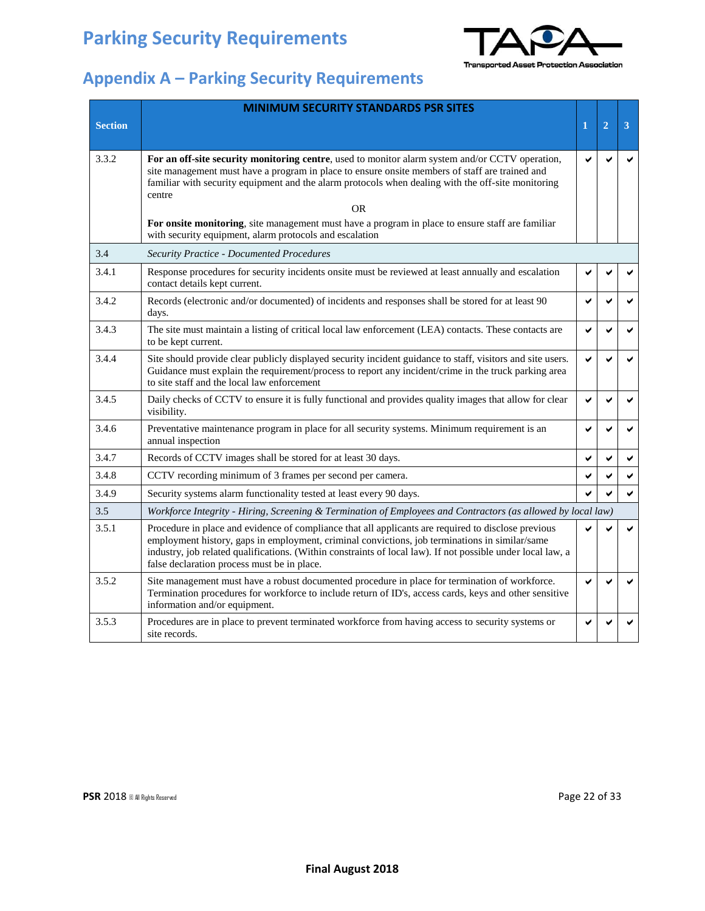## Appendix A – Parking Security Requirements

| Section | MINIMUM SECURITY STANDARDS PSR SITES | 1 | 2 | 3 |
|---|---|---|---|---|
| 3.3.2 | **For an off-site security monitoring centre**, used to monitor alarm system and/or CCTV operation, site management must have a program in place to ensure onsite members of staff are trained and familiar with security equipment and the alarm protocols when dealing with the off-site monitoring centre<br><br>OR<br><br>**For onsite monitoring**, site management must have a program in place to ensure staff are familiar with security equipment, alarm protocols and escalation | ✔ | ✔ | ✔ |
| 3.4 | *Security Practice - Documented Procedures* | | | |
| 3.4.1 | Response procedures for security incidents onsite must be reviewed at least annually and escalation contact details kept current. | ✔ | ✔ | ✔ |
| 3.4.2 | Records (electronic and/or documented) of incidents and responses shall be stored for at least 90 days. | ✔ | ✔ | ✔ |
| 3.4.3 | The site must maintain a listing of critical local law enforcement (LEA) contacts. These contacts are to be kept current. | ✔ | ✔ | ✔ |
| 3.4.4 | Site should provide clear publicly displayed security incident guidance to staff, visitors and site users. Guidance must explain the requirement/process to report any incident/crime in the truck parking area to site staff and the local law enforcement | ✔ | ✔ | ✔ |
| 3.4.5 | Daily checks of CCTV to ensure it is fully functional and provides quality images that allow for clear visibility. | ✔ | ✔ | ✔ |
| 3.4.6 | Preventative maintenance program in place for all security systems. Minimum requirement is an annual inspection | ✔ | ✔ | ✔ |
| 3.4.7 | Records of CCTV images shall be stored for at least 30 days. | ✔ | ✔ | ✔ |
| 3.4.8 | CCTV recording minimum of 3 frames per second per camera. | ✔ | ✔ | ✔ |
| 3.4.9 | Security systems alarm functionality tested at least every 90 days. | ✔ | ✔ | ✔ |
| 3.5 | *Workforce Integrity - Hiring, Screening & Termination of Employees and Contractors (as allowed by local law)* | | | |
| 3.5.1 | Procedure in place and evidence of compliance that all applicants are required to disclose previous employment history, gaps in employment, criminal convictions, job terminations in similar/same industry, job related qualifications. (Within constraints of local law). If not possible under local law, a false declaration process must be in place. | ✔ | ✔ | ✔ |
| 3.5.2 | Site management must have a robust documented procedure in place for termination of workforce. Termination procedures for workforce to include return of ID's, access cards, keys and other sensitive information and/or equipment. | ✔ | ✔ | ✔ |
| 3.5.3 | Procedures are in place to prevent terminated workforce from having access to security systems or site records. | ✔ | ✔ | ✔ |

**Final August 2018**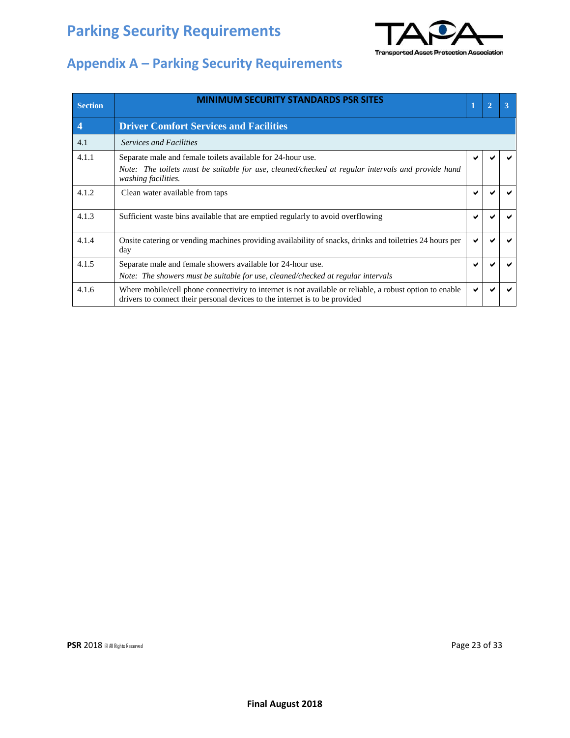## Appendix A – Parking Security Requirements

| Section | MINIMUM SECURITY STANDARDS PSR SITES | 1 | 2 | 3 |
|---|---|---|---|---|
| **4** | **Driver Comfort Services and Facilities** | | | |
| 4.1 | *Services and Facilities* | | | |
| 4.1.1 | Separate male and female toilets available for 24-hour use.<br>*Note: The toilets must be suitable for use, cleaned/checked at regular intervals and provide hand washing facilities.* | ✔ | ✔ | ✔ |
| 4.1.2 | Clean water available from taps | ✔ | ✔ | ✔ |
| 4.1.3 | Sufficient waste bins available that are emptied regularly to avoid overflowing | ✔ | ✔ | ✔ |
| 4.1.4 | Onsite catering or vending machines providing availability of snacks, drinks and toiletries 24 hours per day | ✔ | ✔ | ✔ |
| 4.1.5 | Separate male and female showers available for 24-hour use.<br>*Note: The showers must be suitable for use, cleaned/checked at regular intervals* | ✔ | ✔ | ✔ |
| 4.1.6 | Where mobile/cell phone connectivity to internet is not available or reliable, a robust option to enable drivers to connect their personal devices to the internet is to be provided | ✔ | ✔ | ✔ |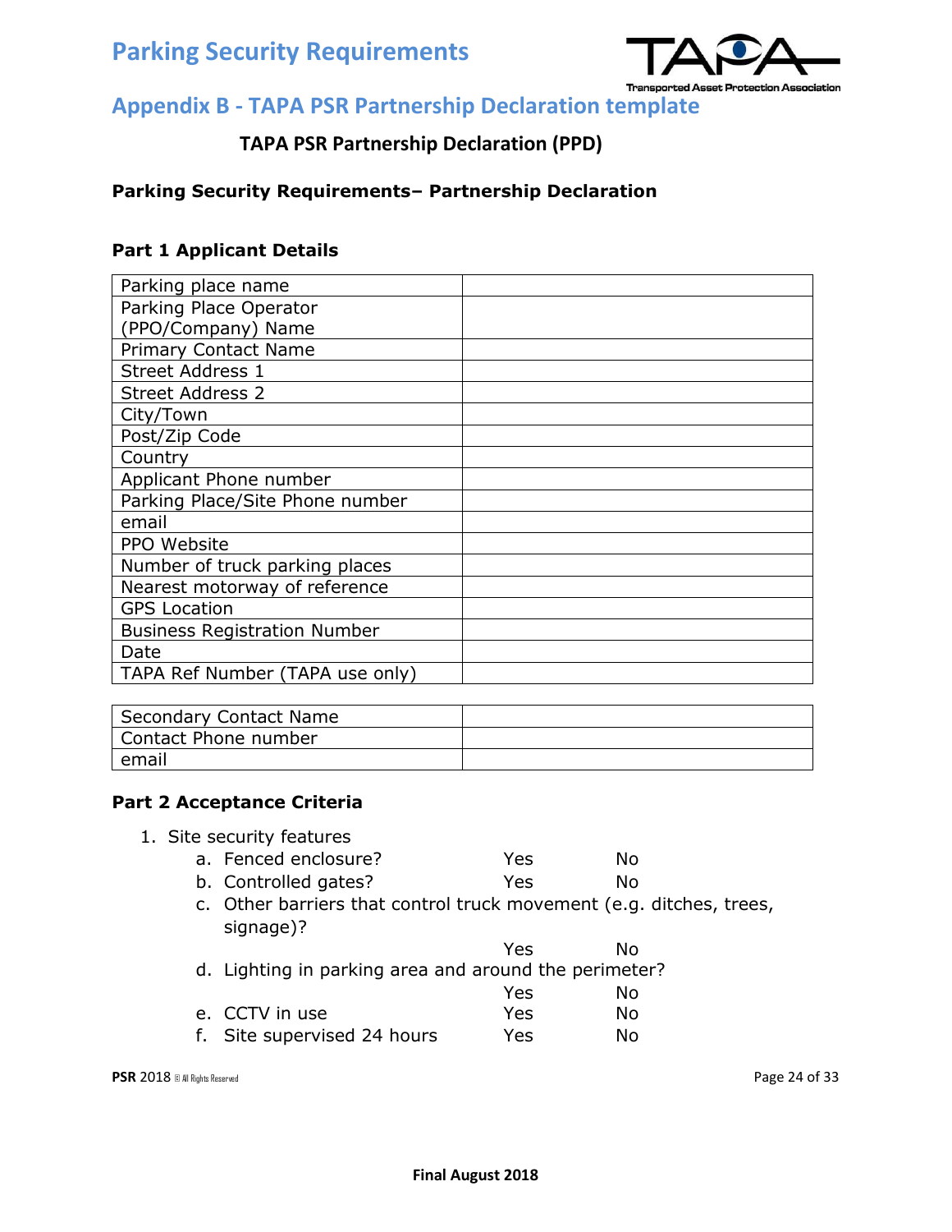## Appendix B - TAPA PSR Partnership Declaration template

### TAPA PSR Partnership Declaration (PPD)

**Parking Security Requirements– Partnership Declaration**

**Part 1 Applicant Details**

| Parking place name | |
|---|---|
| Parking Place Operator (PPO/Company) Name | |
| Primary Contact Name | |
| Street Address 1 | |
| Street Address 2 | |
| City/Town | |
| Post/Zip Code | |
| Country | |
| Applicant Phone number | |
| Parking Place/Site Phone number | |
| email | |
| PPO Website | |
| Number of truck parking places | |
| Nearest motorway of reference | |
| GPS Location | |
| Business Registration Number | |
| Date | |
| TAPA Ref Number (TAPA use only) | |

| Secondary Contact Name | |
|---|---|
| Contact Phone number | |
| email | |

**Part 2 Acceptance Criteria**

1. Site security features
   a. Fenced enclosure? Yes No
   b. Controlled gates? Yes No
   c. Other barriers that control truck movement (e.g. ditches, trees, signage)?
   Yes No
   d. Lighting in parking area and around the perimeter?
   Yes No
   e. CCTV in use Yes No
   f. Site supervised 24 hours Yes No

Final August 2018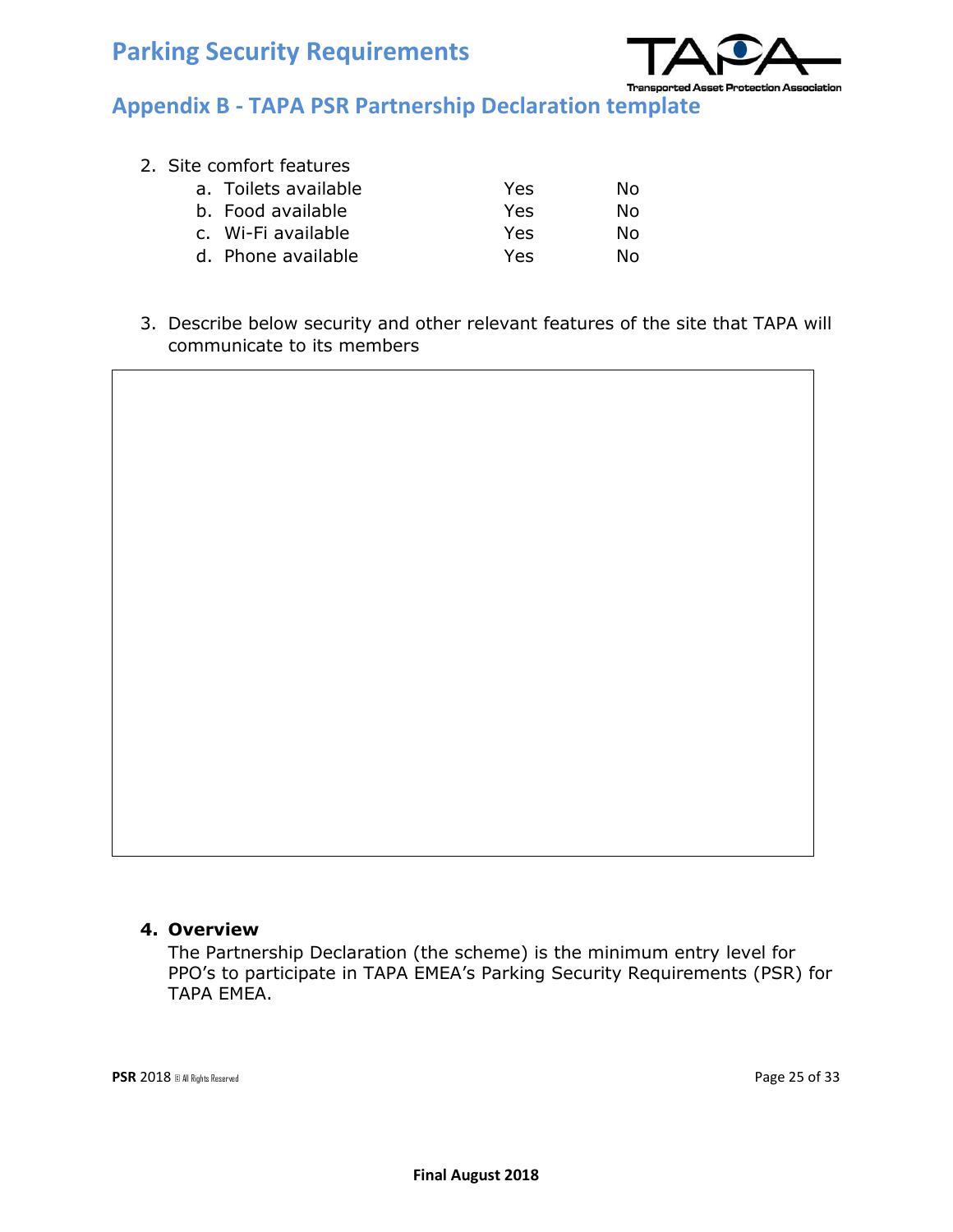## Appendix B - TAPA PSR Partnership Declaration template

2. Site comfort features

| | | |
|---|---|---|
| a. Toilets available | Yes | No |
| b. Food available | Yes | No |
| c. Wi-Fi available | Yes | No |
| d. Phone available | Yes | No |

3. Describe below security and other relevant features of the site that TAPA will communicate to its members

| |
|---|
| |

4. **Overview**

   The Partnership Declaration (the scheme) is the minimum entry level for PPO's to participate in TAPA EMEA's Parking Security Requirements (PSR) for TAPA EMEA.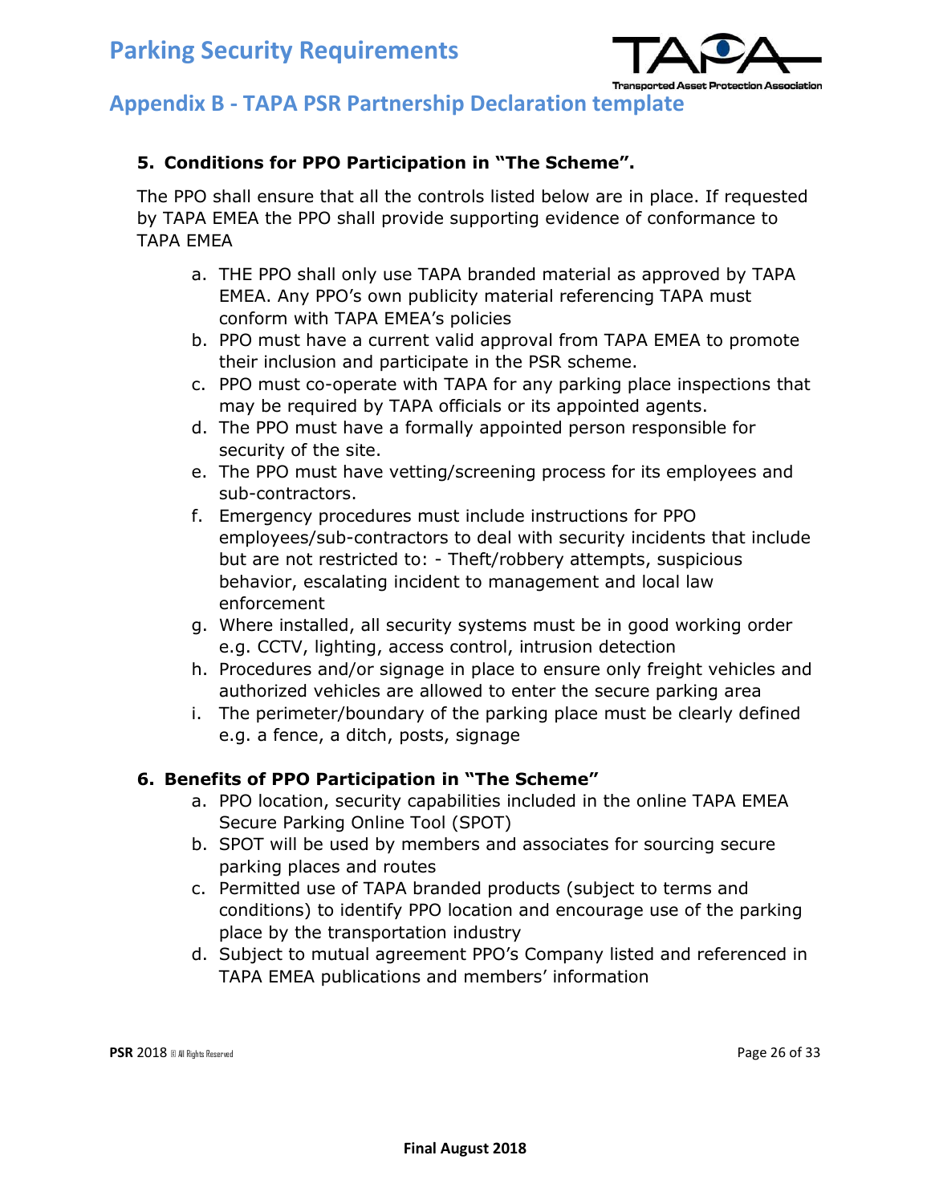## Appendix B - TAPA PSR Partnership Declaration template

### 5. Conditions for PPO Participation in "The Scheme".

The PPO shall ensure that all the controls listed below are in place. If requested by TAPA EMEA the PPO shall provide supporting evidence of conformance to TAPA EMEA

a. THE PPO shall only use TAPA branded material as approved by TAPA EMEA. Any PPO's own publicity material referencing TAPA must conform with TAPA EMEA's policies
b. PPO must have a current valid approval from TAPA EMEA to promote their inclusion and participate in the PSR scheme.
c. PPO must co-operate with TAPA for any parking place inspections that may be required by TAPA officials or its appointed agents.
d. The PPO must have a formally appointed person responsible for security of the site.
e. The PPO must have vetting/screening process for its employees and sub-contractors.
f. Emergency procedures must include instructions for PPO employees/sub-contractors to deal with security incidents that include but are not restricted to: - Theft/robbery attempts, suspicious behavior, escalating incident to management and local law enforcement
g. Where installed, all security systems must be in good working order e.g. CCTV, lighting, access control, intrusion detection
h. Procedures and/or signage in place to ensure only freight vehicles and authorized vehicles are allowed to enter the secure parking area
i. The perimeter/boundary of the parking place must be clearly defined e.g. a fence, a ditch, posts, signage

### 6. Benefits of PPO Participation in "The Scheme"

a. PPO location, security capabilities included in the online TAPA EMEA Secure Parking Online Tool (SPOT)
b. SPOT will be used by members and associates for sourcing secure parking places and routes
c. Permitted use of TAPA branded products (subject to terms and conditions) to identify PPO location and encourage use of the parking place by the transportation industry
d. Subject to mutual agreement PPO's Company listed and referenced in TAPA EMEA publications and members' information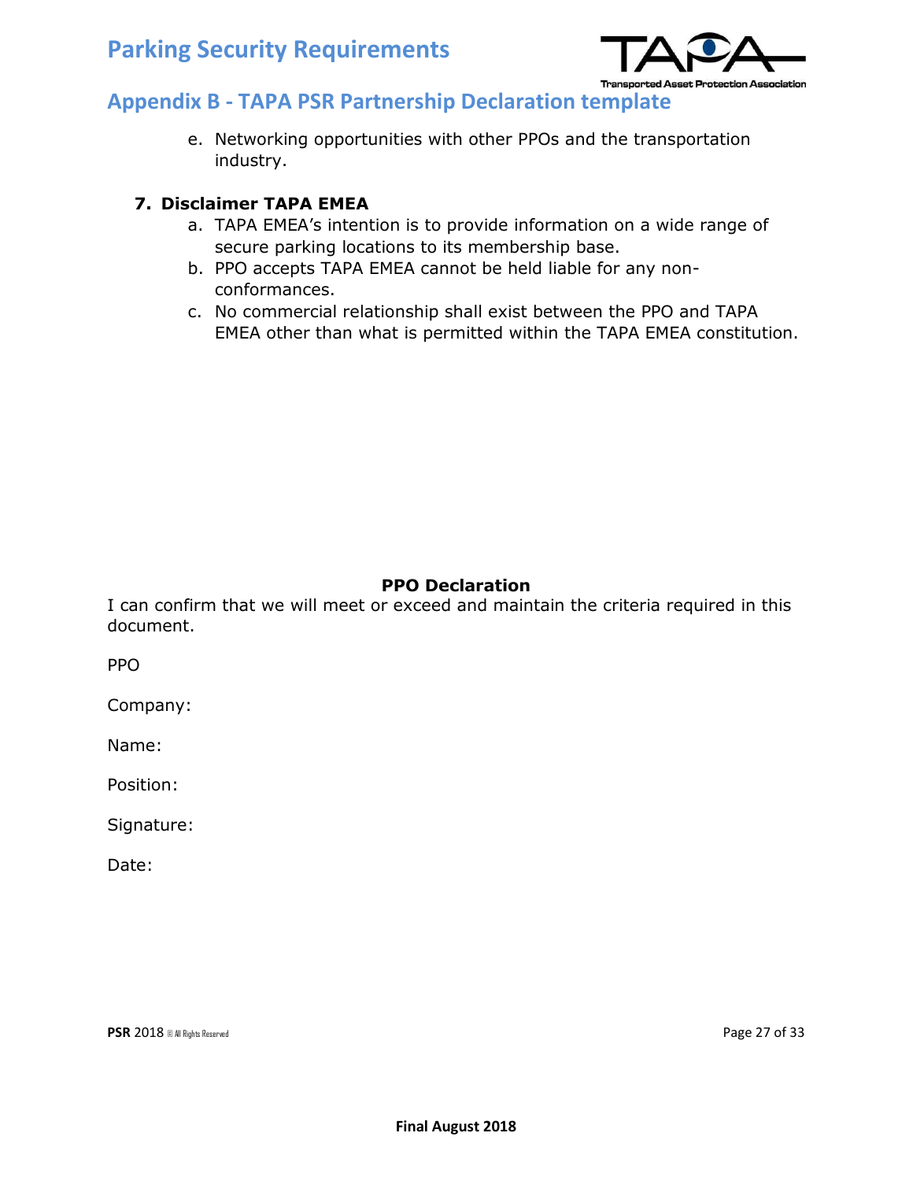## Appendix B - TAPA PSR Partnership Declaration template

e. Networking opportunities with other PPOs and the transportation industry.

**7. Disclaimer TAPA EMEA**

a. TAPA EMEA's intention is to provide information on a wide range of secure parking locations to its membership base.
b. PPO accepts TAPA EMEA cannot be held liable for any non-conformances.
c. No commercial relationship shall exist between the PPO and TAPA EMEA other than what is permitted within the TAPA EMEA constitution.

**PPO Declaration**

I can confirm that we will meet or exceed and maintain the criteria required in this document.

PPO

Company:

Name:

Position:

Signature:

Date: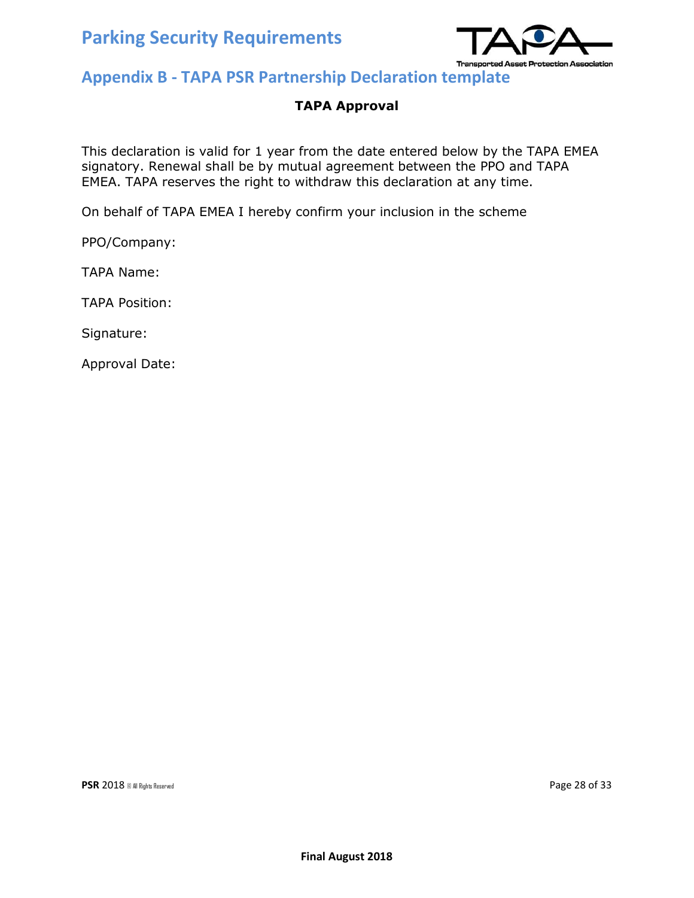## Appendix B - TAPA PSR Partnership Declaration template

**TAPA Approval**

This declaration is valid for 1 year from the date entered below by the TAPA EMEA signatory. Renewal shall be by mutual agreement between the PPO and TAPA EMEA. TAPA reserves the right to withdraw this declaration at any time.

On behalf of TAPA EMEA I hereby confirm your inclusion in the scheme

PPO/Company:

TAPA Name:

TAPA Position:

Signature:

Approval Date: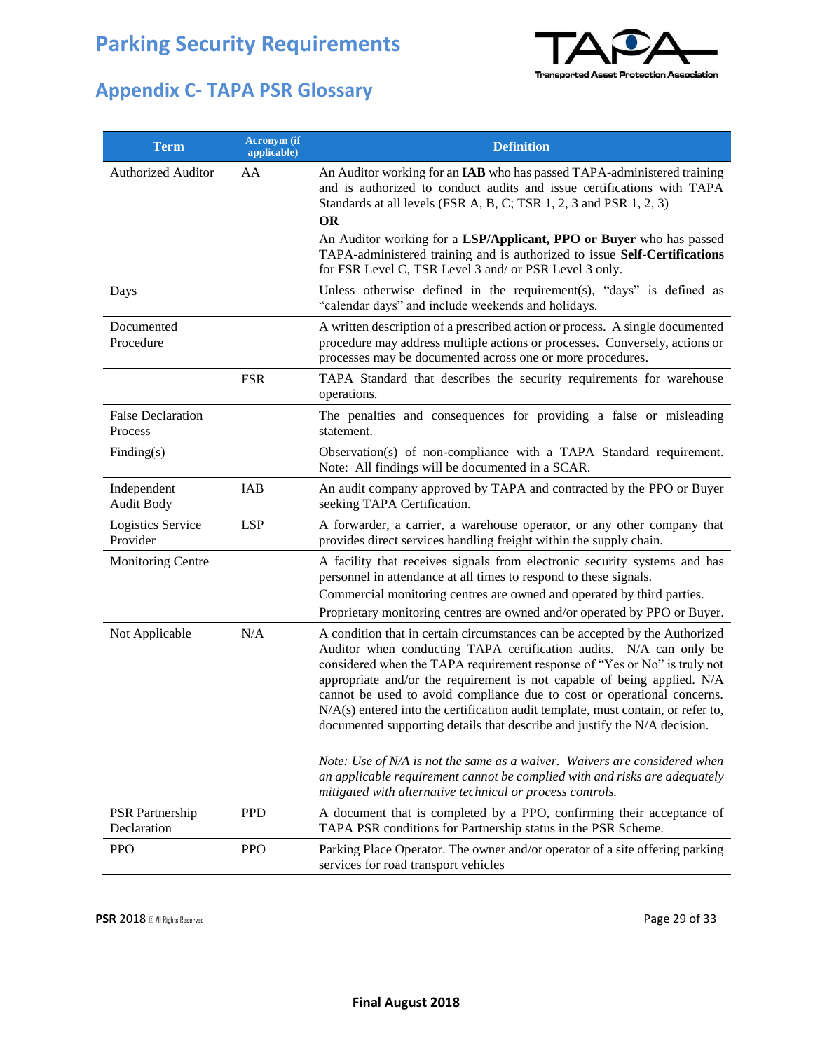# Parking Security Requirements

## Appendix C- TAPA PSR Glossary

| Term | Acronym (if applicable) | Definition |
|---|---|---|
| Authorized Auditor | AA | An Auditor working for an **IAB** who has passed TAPA-administered training and is authorized to conduct audits and issue certifications with TAPA Standards at all levels (FSR A, B, C; TSR 1, 2, 3 and PSR 1, 2, 3) **OR** An Auditor working for a **LSP/Applicant, PPO or Buyer** who has passed TAPA-administered training and is authorized to issue **Self-Certifications** for FSR Level C, TSR Level 3 and/ or PSR Level 3 only. |
| Days | | Unless otherwise defined in the requirement(s), "days" is defined as "calendar days" and include weekends and holidays. |
| Documented Procedure | | A written description of a prescribed action or process. A single documented procedure may address multiple actions or processes. Conversely, actions or processes may be documented across one or more procedures. |
| | FSR | TAPA Standard that describes the security requirements for warehouse operations. |
| False Declaration Process | | The penalties and consequences for providing a false or misleading statement. |
| Finding(s) | | Observation(s) of non-compliance with a TAPA Standard requirement. Note: All findings will be documented in a SCAR. |
| Independent Audit Body | IAB | An audit company approved by TAPA and contracted by the PPO or Buyer seeking TAPA Certification. |
| Logistics Service Provider | LSP | A forwarder, a carrier, a warehouse operator, or any other company that provides direct services handling freight within the supply chain. |
| Monitoring Centre | | A facility that receives signals from electronic security systems and has personnel in attendance at all times to respond to these signals. Commercial monitoring centres are owned and operated by third parties. Proprietary monitoring centres are owned and/or operated by PPO or Buyer. |
| Not Applicable | N/A | A condition that in certain circumstances can be accepted by the Authorized Auditor when conducting TAPA certification audits. N/A can only be considered when the TAPA requirement response of "Yes or No" is truly not appropriate and/or the requirement is not capable of being applied. N/A cannot be used to avoid compliance due to cost or operational concerns. N/A(s) entered into the certification audit template, must contain, or refer to, documented supporting details that describe and justify the N/A decision. *Note: Use of N/A is not the same as a waiver. Waivers are considered when an applicable requirement cannot be complied with and risks are adequately mitigated with alternative technical or process controls.* |
| PSR Partnership Declaration | PPD | A document that is completed by a PPO, confirming their acceptance of TAPA PSR conditions for Partnership status in the PSR Scheme. |
| PPO | PPO | Parking Place Operator. The owner and/or operator of a site offering parking services for road transport vehicles |

Final August 2018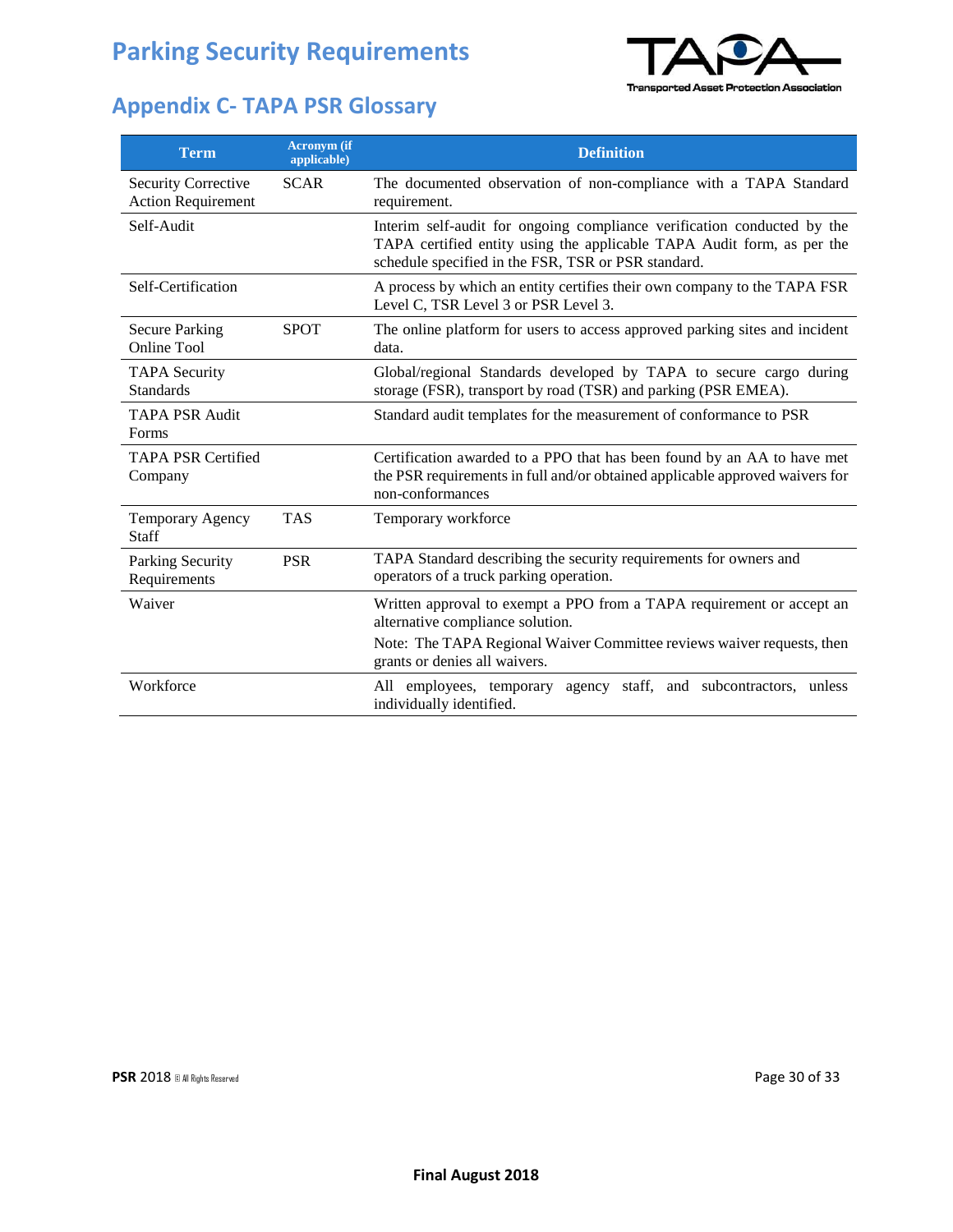# Parking Security Requirements

## Appendix C- TAPA PSR Glossary

| Term | Acronym (if applicable) | Definition |
|---|---|---|
| Security Corrective Action Requirement | SCAR | The documented observation of non-compliance with a TAPA Standard requirement. |
| Self-Audit | | Interim self-audit for ongoing compliance verification conducted by the TAPA certified entity using the applicable TAPA Audit form, as per the schedule specified in the FSR, TSR or PSR standard. |
| Self-Certification | | A process by which an entity certifies their own company to the TAPA FSR Level C, TSR Level 3 or PSR Level 3. |
| Secure Parking Online Tool | SPOT | The online platform for users to access approved parking sites and incident data. |
| TAPA Security Standards | | Global/regional Standards developed by TAPA to secure cargo during storage (FSR), transport by road (TSR) and parking (PSR EMEA). |
| TAPA PSR Audit Forms | | Standard audit templates for the measurement of conformance to PSR |
| TAPA PSR Certified Company | | Certification awarded to a PPO that has been found by an AA to have met the PSR requirements in full and/or obtained applicable approved waivers for non-conformances |
| Temporary Agency Staff | TAS | Temporary workforce |
| Parking Security Requirements | PSR | TAPA Standard describing the security requirements for owners and operators of a truck parking operation. |
| Waiver | | Written approval to exempt a PPO from a TAPA requirement or accept an alternative compliance solution.<br>Note: The TAPA Regional Waiver Committee reviews waiver requests, then grants or denies all waivers. |
| Workforce | | All employees, temporary agency staff, and subcontractors, unless individually identified. |

Final August 2018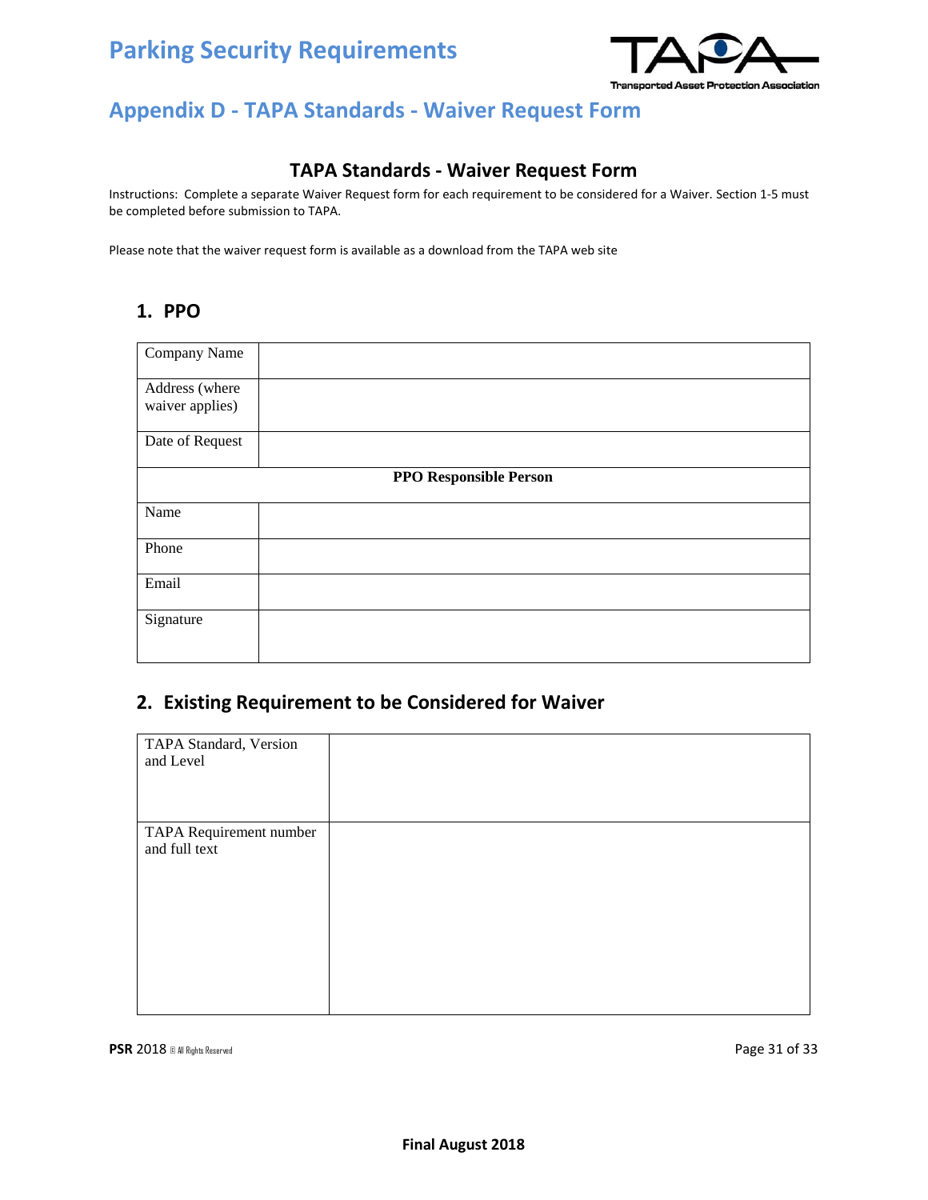## Appendix D - TAPA Standards - Waiver Request Form

### TAPA Standards - Waiver Request Form

Instructions: Complete a separate Waiver Request form for each requirement to be considered for a Waiver. Section 1-5 must be completed before submission to TAPA.

Please note that the waiver request form is available as a download from the TAPA web site

### 1. PPO

| Company Name | |
|---|---|
| Address (where waiver applies) | |
| Date of Request | |
| **PPO Responsible Person** | |
| Name | |
| Phone | |
| Email | |
| Signature | |

### 2. Existing Requirement to be Considered for Waiver

| TAPA Standard, Version and Level | |
|---|---|
| TAPA Requirement number and full text | |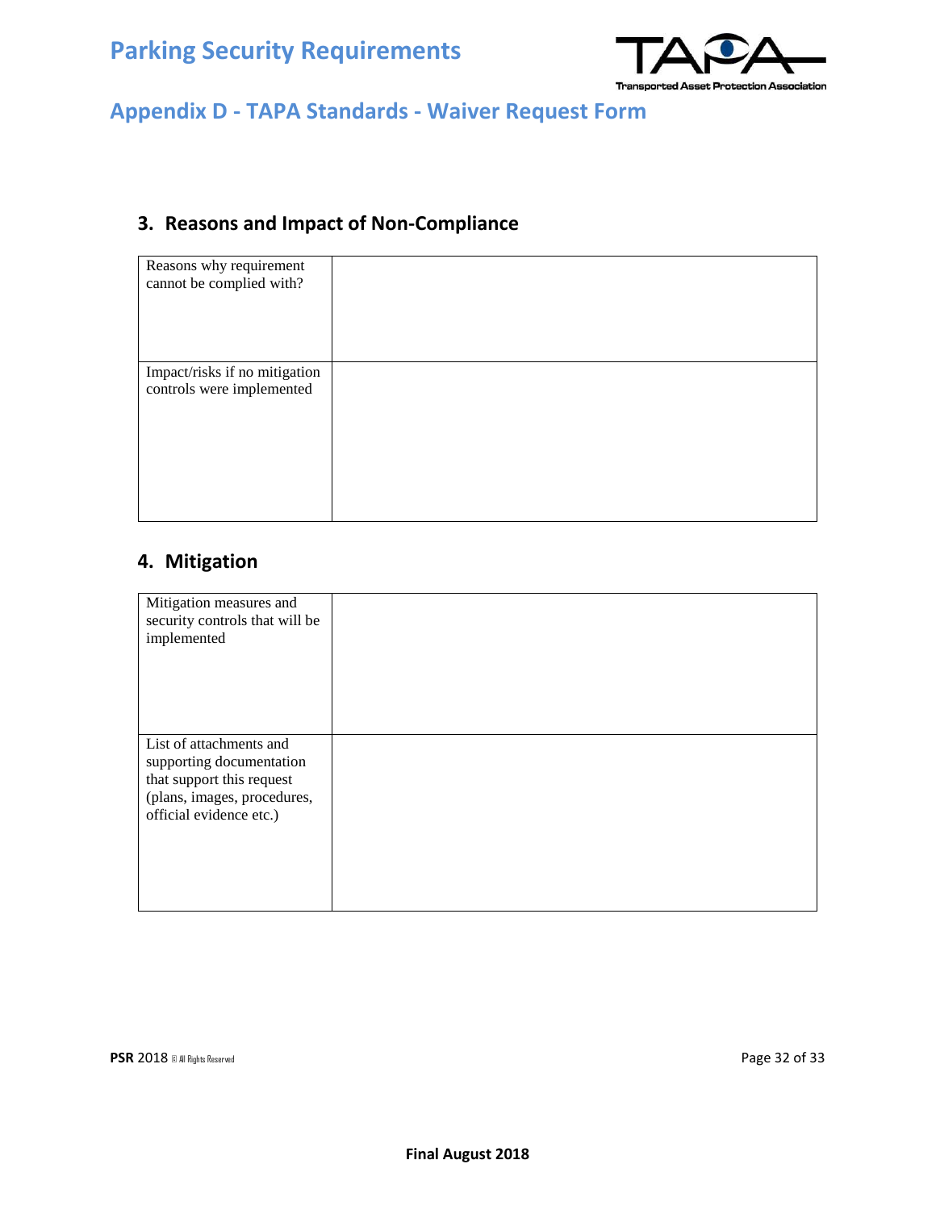# Parking Security Requirements

## Appendix D - TAPA Standards - Waiver Request Form

### 3. Reasons and Impact of Non-Compliance

| | |
|---|---|
| Reasons why requirement cannot be complied with? | |
| Impact/risks if no mitigation controls were implemented | |

### 4. Mitigation

| | |
|---|---|
| Mitigation measures and security controls that will be implemented | |
| List of attachments and supporting documentation that support this request (plans, images, procedures, official evidence etc.) | |

**Final August 2018**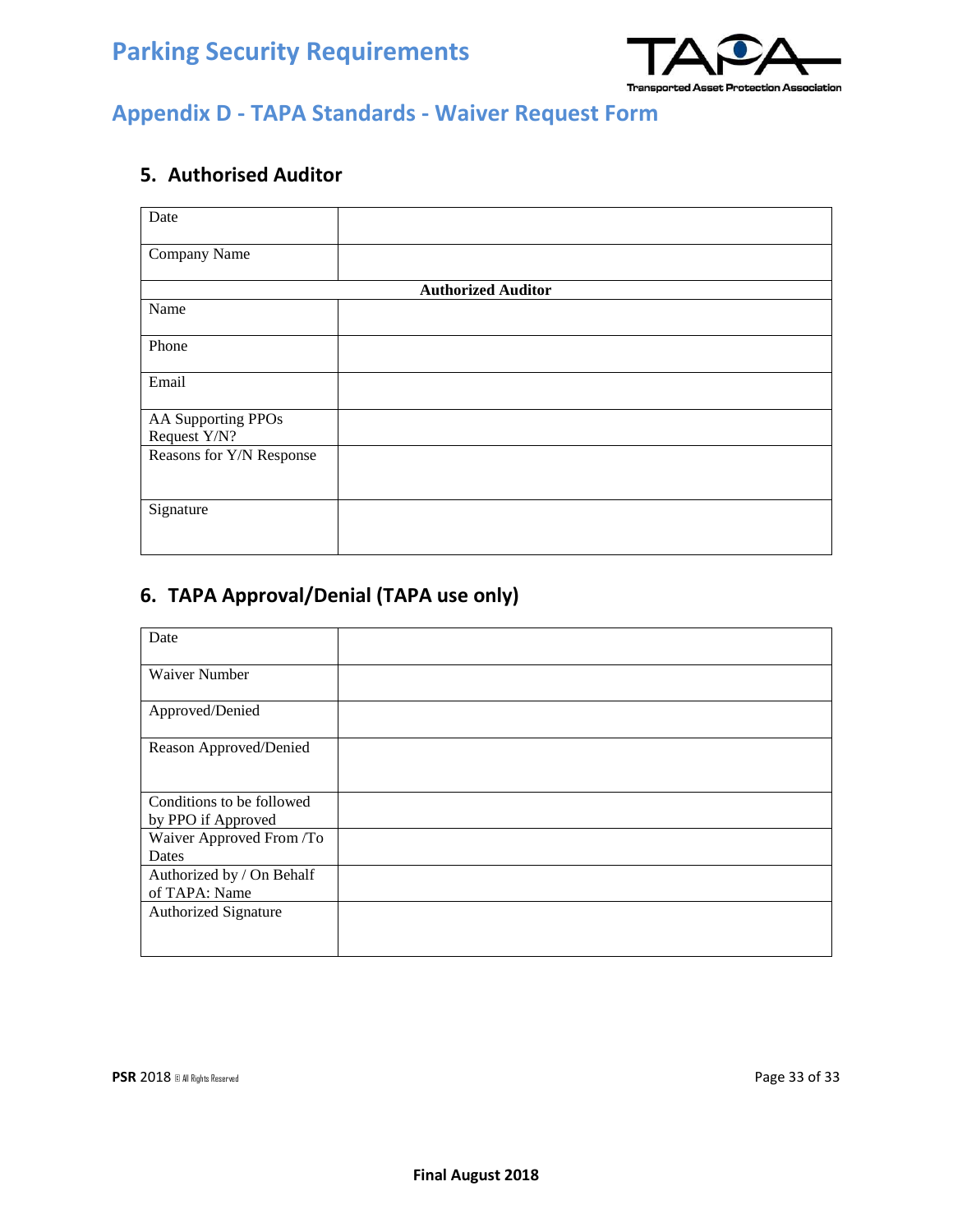## Appendix D - TAPA Standards - Waiver Request Form

### 5. Authorised Auditor

| | |
|---|---|
| Date | |
| Company Name | |
| **Authorized Auditor** | |
| Name | |
| Phone | |
| Email | |
| AA Supporting PPOs Request Y/N? | |
| Reasons for Y/N Response | |
| Signature | |

### 6. TAPA Approval/Denial (TAPA use only)

| | |
|---|---|
| Date | |
| Waiver Number | |
| Approved/Denied | |
| Reason Approved/Denied | |
| Conditions to be followed by PPO if Approved | |
| Waiver Approved From /To Dates | |
| Authorized by / On Behalf of TAPA: Name | |
| Authorized Signature | |